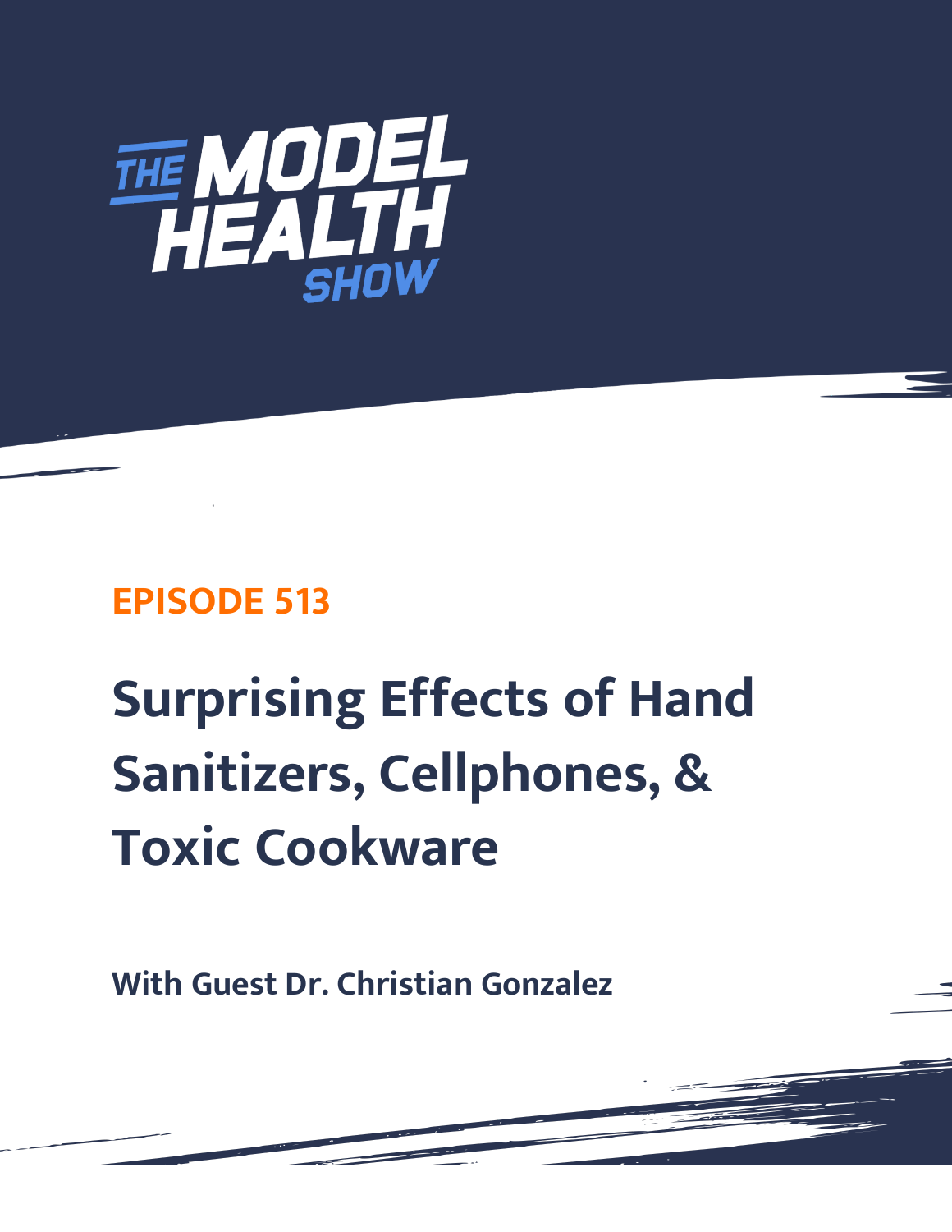# THE MODEL HEALTH SHOW

## EPISODE 513

# Surprising Effects of Hand Sanitizers, Cellphones, & Toxic Cookware

**With Guest Dr. Christian Gonzalez**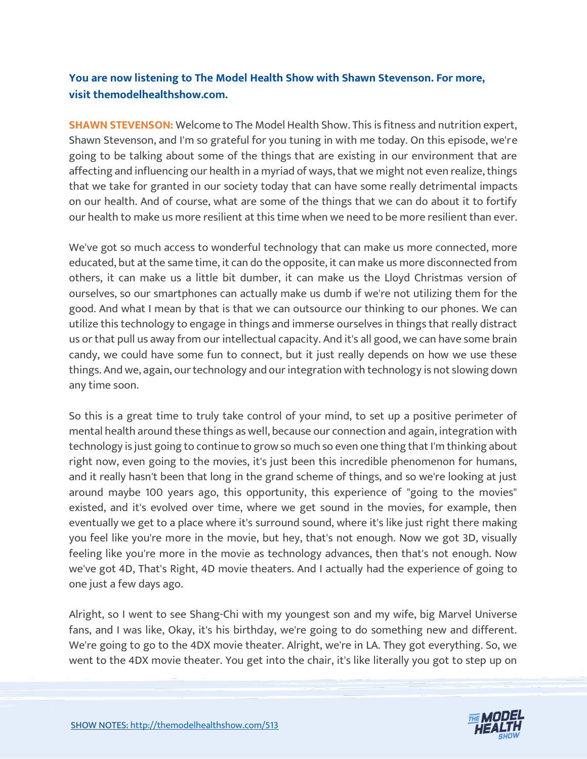**You are now listening to The Model Health Show with Shawn Stevenson. For more, visit themodelhealthshow.com.**

**SHAWN STEVENSON:** Welcome to The Model Health Show. This is fitness and nutrition expert, Shawn Stevenson, and I'm so grateful for you tuning in with me today. On this episode, we're going to be talking about some of the things that are existing in our environment that are affecting and influencing our health in a myriad of ways, that we might not even realize, things that we take for granted in our society today that can have some really detrimental impacts on our health. And of course, what are some of the things that we can do about it to fortify our health to make us more resilient at this time when we need to be more resilient than ever.

We've got so much access to wonderful technology that can make us more connected, more educated, but at the same time, it can do the opposite, it can make us more disconnected from others, it can make us a little bit dumber, it can make us the Lloyd Christmas version of ourselves, so our smartphones can actually make us dumb if we're not utilizing them for the good. And what I mean by that is that we can outsource our thinking to our phones. We can utilize this technology to engage in things and immerse ourselves in things that really distract us or that pull us away from our intellectual capacity. And it's all good, we can have some brain candy, we could have some fun to connect, but it just really depends on how we use these things. And we, again, our technology and our integration with technology is not slowing down any time soon.

So this is a great time to truly take control of your mind, to set up a positive perimeter of mental health around these things as well, because our connection and again, integration with technology is just going to continue to grow so much so even one thing that I'm thinking about right now, even going to the movies, it's just been this incredible phenomenon for humans, and it really hasn't been that long in the grand scheme of things, and so we're looking at just around maybe 100 years ago, this opportunity, this experience of "going to the movies" existed, and it's evolved over time, where we get sound in the movies, for example, then eventually we get to a place where it's surround sound, where it's like just right there making you feel like you're more in the movie, but hey, that's not enough. Now we got 3D, visually feeling like you're more in the movie as technology advances, then that's not enough. Now we've got 4D, That's Right, 4D movie theaters. And I actually had the experience of going to one just a few days ago.

Alright, so I went to see Shang-Chi with my youngest son and my wife, big Marvel Universe fans, and I was like, Okay, it's his birthday, we're going to do something new and different. We're going to go to the 4DX movie theater. Alright, we're in LA. They got everything. So, we went to the 4DX movie theater. You get into the chair, it's like literally you got to step up on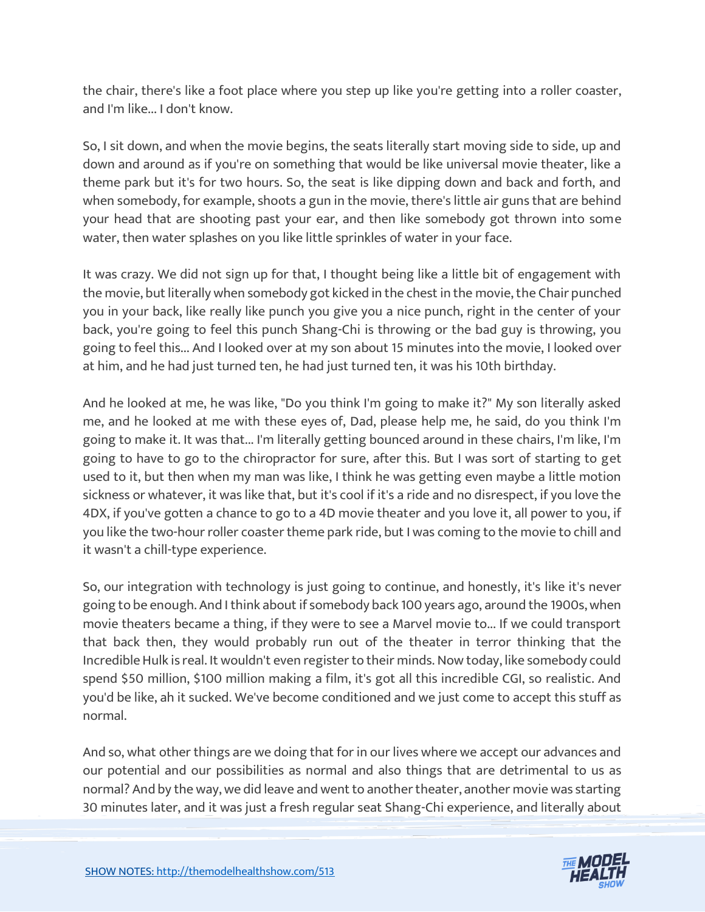the chair, there's like a foot place where you step up like you're getting into a roller coaster, and I'm like... I don't know.

So, I sit down, and when the movie begins, the seats literally start moving side to side, up and down and around as if you're on something that would be like universal movie theater, like a theme park but it's for two hours. So, the seat is like dipping down and back and forth, and when somebody, for example, shoots a gun in the movie, there's little air guns that are behind your head that are shooting past your ear, and then like somebody got thrown into some water, then water splashes on you like little sprinkles of water in your face.

It was crazy. We did not sign up for that, I thought being like a little bit of engagement with the movie, but literally when somebody got kicked in the chest in the movie, the Chair punched you in your back, like really like punch you give you a nice punch, right in the center of your back, you're going to feel this punch Shang-Chi is throwing or the bad guy is throwing, you going to feel this... And I looked over at my son about 15 minutes into the movie, I looked over at him, and he had just turned ten, he had just turned ten, it was his 10th birthday.

And he looked at me, he was like, "Do you think I'm going to make it?" My son literally asked me, and he looked at me with these eyes of, Dad, please help me, he said, do you think I'm going to make it. It was that... I'm literally getting bounced around in these chairs, I'm like, I'm going to have to go to the chiropractor for sure, after this. But I was sort of starting to get used to it, but then when my man was like, I think he was getting even maybe a little motion sickness or whatever, it was like that, but it's cool if it's a ride and no disrespect, if you love the 4DX, if you've gotten a chance to go to a 4D movie theater and you love it, all power to you, if you like the two-hour roller coaster theme park ride, but I was coming to the movie to chill and it wasn't a chill-type experience.

So, our integration with technology is just going to continue, and honestly, it's like it's never going to be enough. And I think about if somebody back 100 years ago, around the 1900s, when movie theaters became a thing, if they were to see a Marvel movie to... If we could transport that back then, they would probably run out of the theater in terror thinking that the Incredible Hulk is real. It wouldn't even register to their minds. Now today, like somebody could spend $50 million, $100 million making a film, it's got all this incredible CGI, so realistic. And you'd be like, ah it sucked. We've become conditioned and we just come to accept this stuff as normal.

And so, what other things are we doing that for in our lives where we accept our advances and our potential and our possibilities as normal and also things that are detrimental to us as normal? And by the way, we did leave and went to another theater, another movie was starting 30 minutes later, and it was just a fresh regular seat Shang-Chi experience, and literally about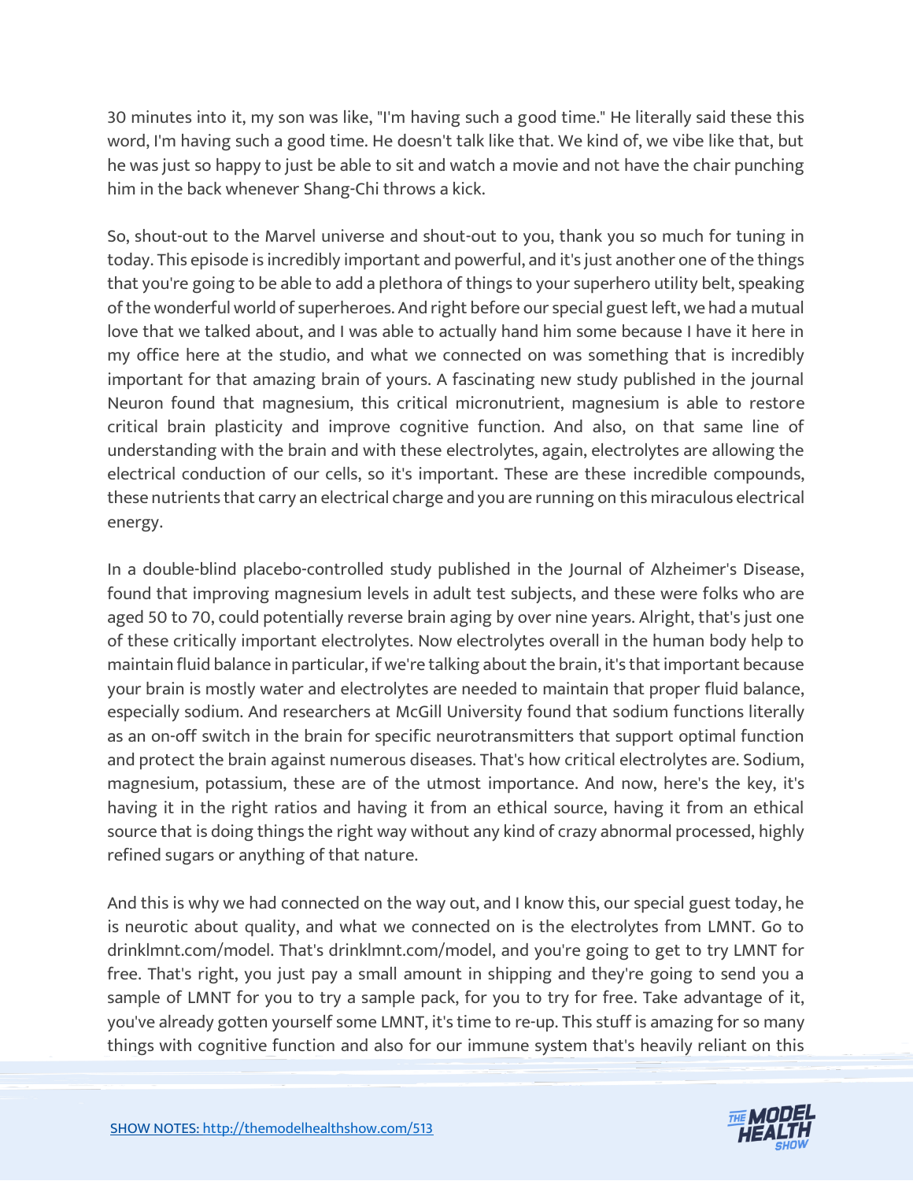30 minutes into it, my son was like, "I'm having such a good time." He literally said these this word, I'm having such a good time. He doesn't talk like that. We kind of, we vibe like that, but he was just so happy to just be able to sit and watch a movie and not have the chair punching him in the back whenever Shang-Chi throws a kick.

So, shout-out to the Marvel universe and shout-out to you, thank you so much for tuning in today. This episode is incredibly important and powerful, and it's just another one of the things that you're going to be able to add a plethora of things to your superhero utility belt, speaking of the wonderful world of superheroes. And right before our special guest left, we had a mutual love that we talked about, and I was able to actually hand him some because I have it here in my office here at the studio, and what we connected on was something that is incredibly important for that amazing brain of yours. A fascinating new study published in the journal Neuron found that magnesium, this critical micronutrient, magnesium is able to restore critical brain plasticity and improve cognitive function. And also, on that same line of understanding with the brain and with these electrolytes, again, electrolytes are allowing the electrical conduction of our cells, so it's important. These are these incredible compounds, these nutrients that carry an electrical charge and you are running on this miraculous electrical energy.

In a double-blind placebo-controlled study published in the Journal of Alzheimer's Disease, found that improving magnesium levels in adult test subjects, and these were folks who are aged 50 to 70, could potentially reverse brain aging by over nine years. Alright, that's just one of these critically important electrolytes. Now electrolytes overall in the human body help to maintain fluid balance in particular, if we're talking about the brain, it's that important because your brain is mostly water and electrolytes are needed to maintain that proper fluid balance, especially sodium. And researchers at McGill University found that sodium functions literally as an on-off switch in the brain for specific neurotransmitters that support optimal function and protect the brain against numerous diseases. That's how critical electrolytes are. Sodium, magnesium, potassium, these are of the utmost importance. And now, here's the key, it's having it in the right ratios and having it from an ethical source, having it from an ethical source that is doing things the right way without any kind of crazy abnormal processed, highly refined sugars or anything of that nature.

And this is why we had connected on the way out, and I know this, our special guest today, he is neurotic about quality, and what we connected on is the electrolytes from LMNT. Go to drinklmnt.com/model. That's drinklmnt.com/model, and you're going to get to try LMNT for free. That's right, you just pay a small amount in shipping and they're going to send you a sample of LMNT for you to try a sample pack, for you to try for free. Take advantage of it, you've already gotten yourself some LMNT, it's time to re-up. This stuff is amazing for so many things with cognitive function and also for our immune system that's heavily reliant on this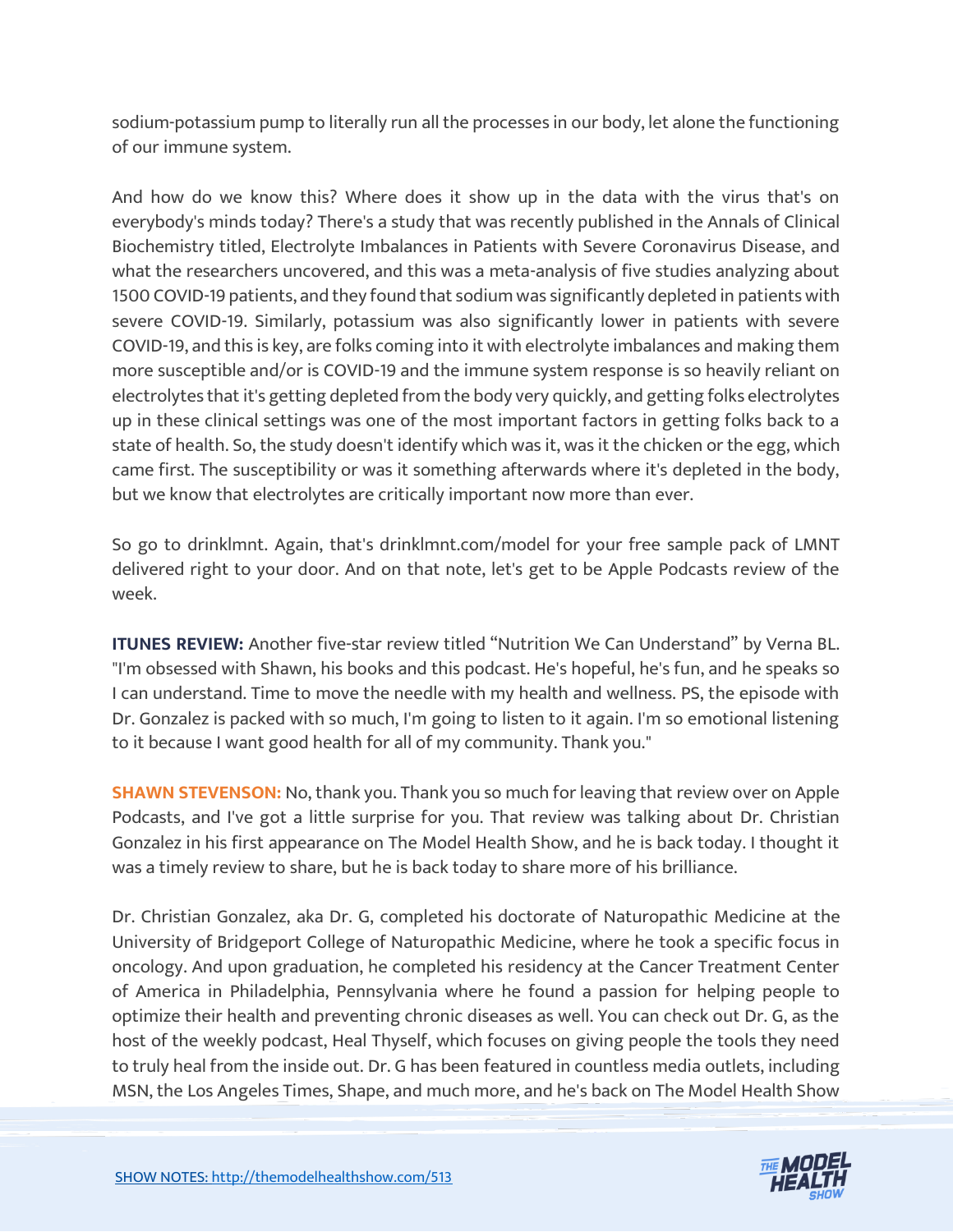sodium-potassium pump to literally run all the processes in our body, let alone the functioning of our immune system.

And how do we know this? Where does it show up in the data with the virus that's on everybody's minds today? There's a study that was recently published in the Annals of Clinical Biochemistry titled, Electrolyte Imbalances in Patients with Severe Coronavirus Disease, and what the researchers uncovered, and this was a meta-analysis of five studies analyzing about 1500 COVID-19 patients, and they found that sodium was significantly depleted in patients with severe COVID-19. Similarly, potassium was also significantly lower in patients with severe COVID-19, and this is key, are folks coming into it with electrolyte imbalances and making them more susceptible and/or is COVID-19 and the immune system response is so heavily reliant on electrolytes that it's getting depleted from the body very quickly, and getting folks electrolytes up in these clinical settings was one of the most important factors in getting folks back to a state of health. So, the study doesn't identify which was it, was it the chicken or the egg, which came first. The susceptibility or was it something afterwards where it's depleted in the body, but we know that electrolytes are critically important now more than ever.

So go to drinklmnt. Again, that's drinklmnt.com/model for your free sample pack of LMNT delivered right to your door. And on that note, let's get to be Apple Podcasts review of the week.

**ITUNES REVIEW:** Another five-star review titled “Nutrition We Can Understand” by Verna BL. "I'm obsessed with Shawn, his books and this podcast. He's hopeful, he's fun, and he speaks so I can understand. Time to move the needle with my health and wellness. PS, the episode with Dr. Gonzalez is packed with so much, I'm going to listen to it again. I'm so emotional listening to it because I want good health for all of my community. Thank you."

**SHAWN STEVENSON:** No, thank you. Thank you so much for leaving that review over on Apple Podcasts, and I've got a little surprise for you. That review was talking about Dr. Christian Gonzalez in his first appearance on The Model Health Show, and he is back today. I thought it was a timely review to share, but he is back today to share more of his brilliance.

Dr. Christian Gonzalez, aka Dr. G, completed his doctorate of Naturopathic Medicine at the University of Bridgeport College of Naturopathic Medicine, where he took a specific focus in oncology. And upon graduation, he completed his residency at the Cancer Treatment Center of America in Philadelphia, Pennsylvania where he found a passion for helping people to optimize their health and preventing chronic diseases as well. You can check out Dr. G, as the host of the weekly podcast, Heal Thyself, which focuses on giving people the tools they need to truly heal from the inside out. Dr. G has been featured in countless media outlets, including MSN, the Los Angeles Times, Shape, and much more, and he's back on The Model Health Show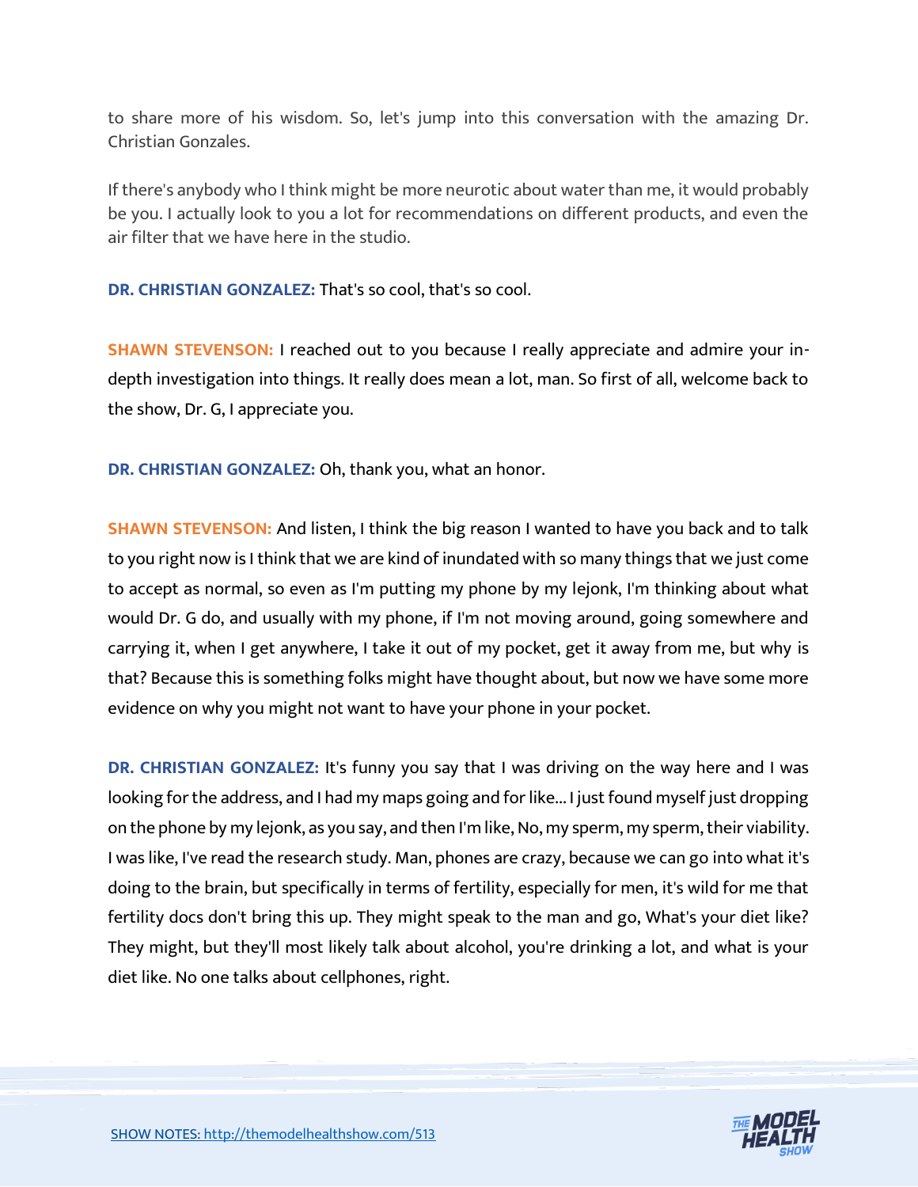to share more of his wisdom. So, let's jump into this conversation with the amazing Dr. Christian Gonzales.

If there's anybody who I think might be more neurotic about water than me, it would probably be you. I actually look to you a lot for recommendations on different products, and even the air filter that we have here in the studio.

**DR. CHRISTIAN GONZALEZ:** That's so cool, that's so cool.

**SHAWN STEVENSON:** I reached out to you because I really appreciate and admire your in-depth investigation into things. It really does mean a lot, man. So first of all, welcome back to the show, Dr. G, I appreciate you.

**DR. CHRISTIAN GONZALEZ:** Oh, thank you, what an honor.

**SHAWN STEVENSON:** And listen, I think the big reason I wanted to have you back and to talk to you right now is I think that we are kind of inundated with so many things that we just come to accept as normal, so even as I'm putting my phone by my lejonk, I'm thinking about what would Dr. G do, and usually with my phone, if I'm not moving around, going somewhere and carrying it, when I get anywhere, I take it out of my pocket, get it away from me, but why is that? Because this is something folks might have thought about, but now we have some more evidence on why you might not want to have your phone in your pocket.

**DR. CHRISTIAN GONZALEZ:** It's funny you say that I was driving on the way here and I was looking for the address, and I had my maps going and for like... I just found myself just dropping on the phone by my lejonk, as you say, and then I'm like, No, my sperm, my sperm, their viability. I was like, I've read the research study. Man, phones are crazy, because we can go into what it's doing to the brain, but specifically in terms of fertility, especially for men, it's wild for me that fertility docs don't bring this up. They might speak to the man and go, What's your diet like? They might, but they'll most likely talk about alcohol, you're drinking a lot, and what is your diet like. No one talks about cellphones, right.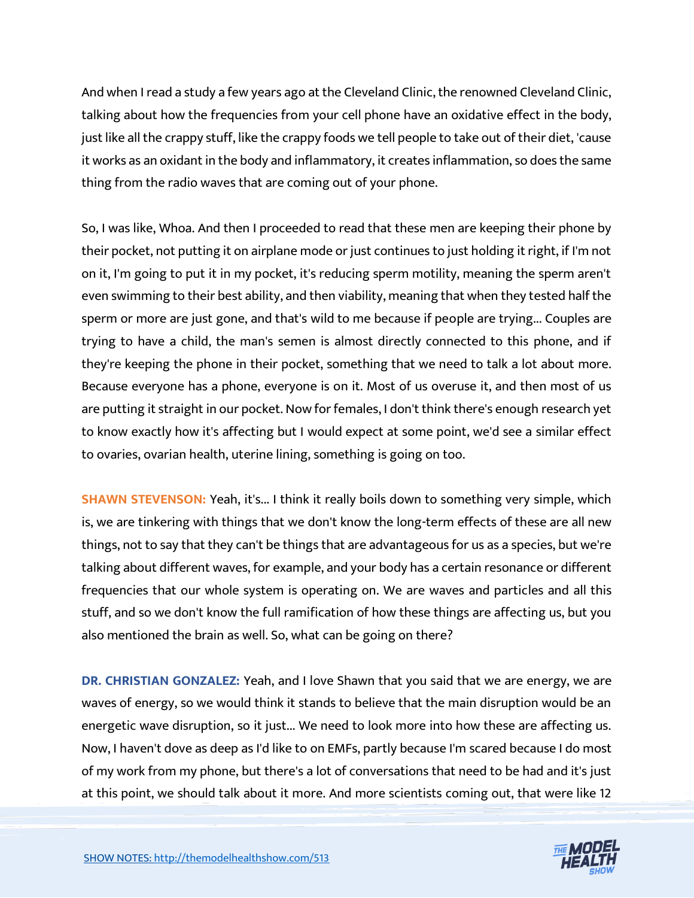And when I read a study a few years ago at the Cleveland Clinic, the renowned Cleveland Clinic, talking about how the frequencies from your cell phone have an oxidative effect in the body, just like all the crappy stuff, like the crappy foods we tell people to take out of their diet, 'cause it works as an oxidant in the body and inflammatory, it creates inflammation, so does the same thing from the radio waves that are coming out of your phone.

So, I was like, Whoa. And then I proceeded to read that these men are keeping their phone by their pocket, not putting it on airplane mode or just continues to just holding it right, if I'm not on it, I'm going to put it in my pocket, it's reducing sperm motility, meaning the sperm aren't even swimming to their best ability, and then viability, meaning that when they tested half the sperm or more are just gone, and that's wild to me because if people are trying... Couples are trying to have a child, the man's semen is almost directly connected to this phone, and if they're keeping the phone in their pocket, something that we need to talk a lot about more. Because everyone has a phone, everyone is on it. Most of us overuse it, and then most of us are putting it straight in our pocket. Now for females, I don't think there's enough research yet to know exactly how it's affecting but I would expect at some point, we'd see a similar effect to ovaries, ovarian health, uterine lining, something is going on too.

**SHAWN STEVENSON:** Yeah, it's... I think it really boils down to something very simple, which is, we are tinkering with things that we don't know the long-term effects of these are all new things, not to say that they can't be things that are advantageous for us as a species, but we're talking about different waves, for example, and your body has a certain resonance or different frequencies that our whole system is operating on. We are waves and particles and all this stuff, and so we don't know the full ramification of how these things are affecting us, but you also mentioned the brain as well. So, what can be going on there?

**DR. CHRISTIAN GONZALEZ:** Yeah, and I love Shawn that you said that we are energy, we are waves of energy, so we would think it stands to believe that the main disruption would be an energetic wave disruption, so it just... We need to look more into how these are affecting us. Now, I haven't dove as deep as I'd like to on EMFs, partly because I'm scared because I do most of my work from my phone, but there's a lot of conversations that need to be had and it's just at this point, we should talk about it more. And more scientists coming out, that were like 12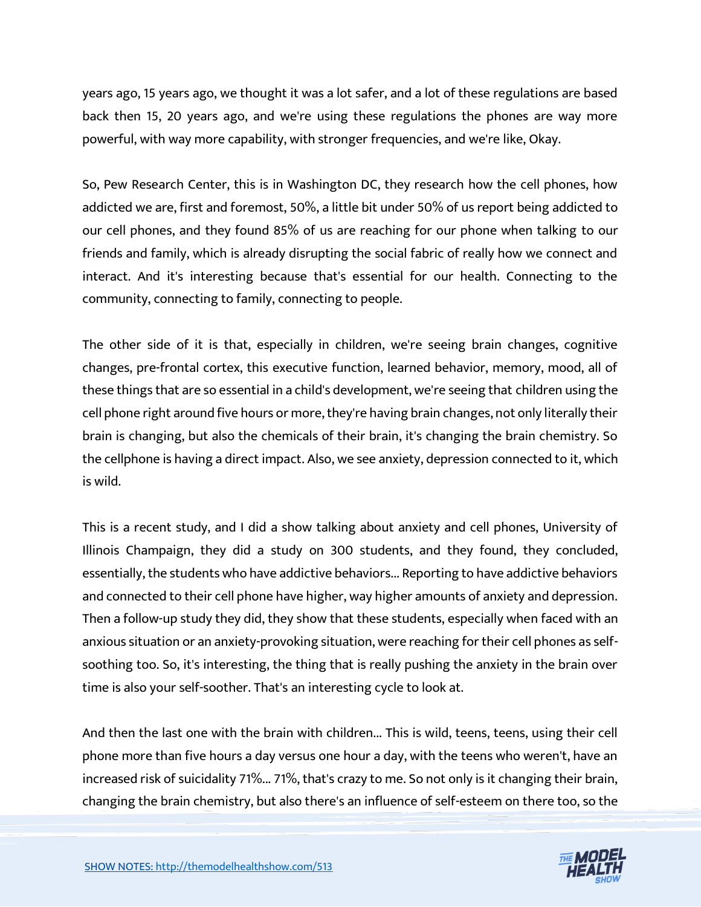years ago, 15 years ago, we thought it was a lot safer, and a lot of these regulations are based back then 15, 20 years ago, and we're using these regulations the phones are way more powerful, with way more capability, with stronger frequencies, and we're like, Okay.

So, Pew Research Center, this is in Washington DC, they research how the cell phones, how addicted we are, first and foremost, 50%, a little bit under 50% of us report being addicted to our cell phones, and they found 85% of us are reaching for our phone when talking to our friends and family, which is already disrupting the social fabric of really how we connect and interact. And it's interesting because that's essential for our health. Connecting to the community, connecting to family, connecting to people.

The other side of it is that, especially in children, we're seeing brain changes, cognitive changes, pre-frontal cortex, this executive function, learned behavior, memory, mood, all of these things that are so essential in a child's development, we're seeing that children using the cell phone right around five hours or more, they're having brain changes, not only literally their brain is changing, but also the chemicals of their brain, it's changing the brain chemistry. So the cellphone is having a direct impact. Also, we see anxiety, depression connected to it, which is wild.

This is a recent study, and I did a show talking about anxiety and cell phones, University of Illinois Champaign, they did a study on 300 students, and they found, they concluded, essentially, the students who have addictive behaviors... Reporting to have addictive behaviors and connected to their cell phone have higher, way higher amounts of anxiety and depression. Then a follow-up study they did, they show that these students, especially when faced with an anxious situation or an anxiety-provoking situation, were reaching for their cell phones as self-soothing too. So, it's interesting, the thing that is really pushing the anxiety in the brain over time is also your self-soother. That's an interesting cycle to look at.

And then the last one with the brain with children... This is wild, teens, teens, using their cell phone more than five hours a day versus one hour a day, with the teens who weren't, have an increased risk of suicidality 71%... 71%, that's crazy to me. So not only is it changing their brain, changing the brain chemistry, but also there's an influence of self-esteem on there too, so the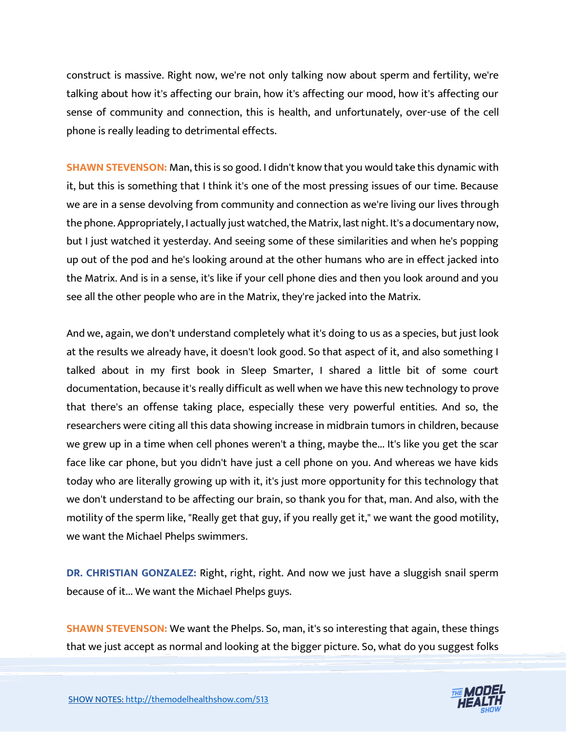construct is massive. Right now, we're not only talking now about sperm and fertility, we're talking about how it's affecting our brain, how it's affecting our mood, how it's affecting our sense of community and connection, this is health, and unfortunately, over-use of the cell phone is really leading to detrimental effects.

**SHAWN STEVENSON:** Man, this is so good. I didn't know that you would take this dynamic with it, but this is something that I think it's one of the most pressing issues of our time. Because we are in a sense devolving from community and connection as we're living our lives through the phone. Appropriately, I actually just watched, the Matrix, last night. It's a documentary now, but I just watched it yesterday. And seeing some of these similarities and when he's popping up out of the pod and he's looking around at the other humans who are in effect jacked into the Matrix. And is in a sense, it's like if your cell phone dies and then you look around and you see all the other people who are in the Matrix, they're jacked into the Matrix.

And we, again, we don't understand completely what it's doing to us as a species, but just look at the results we already have, it doesn't look good. So that aspect of it, and also something I talked about in my first book in Sleep Smarter, I shared a little bit of some court documentation, because it's really difficult as well when we have this new technology to prove that there's an offense taking place, especially these very powerful entities. And so, the researchers were citing all this data showing increase in midbrain tumors in children, because we grew up in a time when cell phones weren't a thing, maybe the... It's like you get the scar face like car phone, but you didn't have just a cell phone on you. And whereas we have kids today who are literally growing up with it, it's just more opportunity for this technology that we don't understand to be affecting our brain, so thank you for that, man. And also, with the motility of the sperm like, "Really get that guy, if you really get it," we want the good motility, we want the Michael Phelps swimmers.

**DR. CHRISTIAN GONZALEZ:** Right, right, right. And now we just have a sluggish snail sperm because of it... We want the Michael Phelps guys.

**SHAWN STEVENSON:** We want the Phelps. So, man, it's so interesting that again, these things that we just accept as normal and looking at the bigger picture. So, what do you suggest folks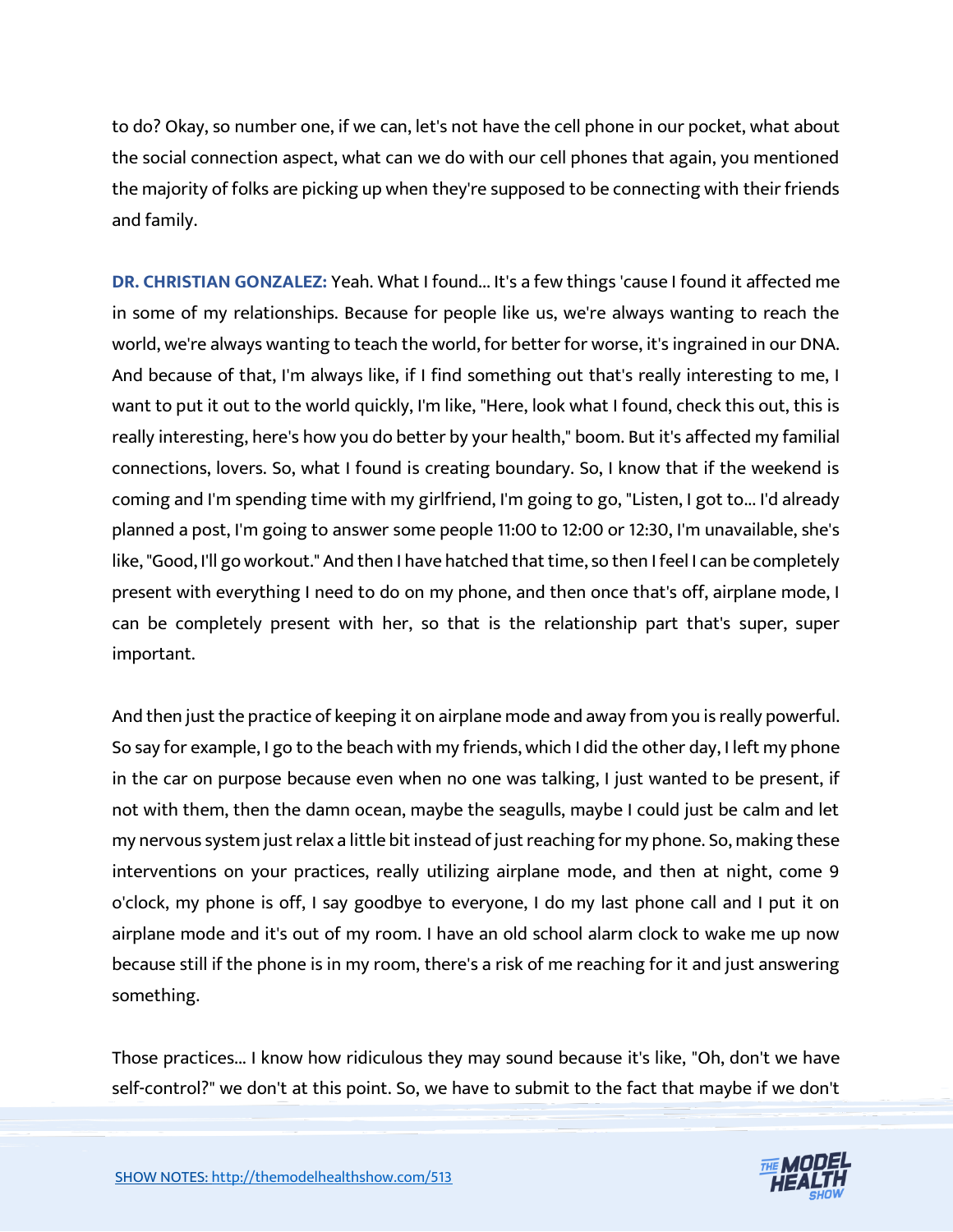to do? Okay, so number one, if we can, let's not have the cell phone in our pocket, what about the social connection aspect, what can we do with our cell phones that again, you mentioned the majority of folks are picking up when they're supposed to be connecting with their friends and family.

**DR. CHRISTIAN GONZALEZ:** Yeah. What I found... It's a few things 'cause I found it affected me in some of my relationships. Because for people like us, we're always wanting to reach the world, we're always wanting to teach the world, for better for worse, it's ingrained in our DNA. And because of that, I'm always like, if I find something out that's really interesting to me, I want to put it out to the world quickly, I'm like, "Here, look what I found, check this out, this is really interesting, here's how you do better by your health," boom. But it's affected my familial connections, lovers. So, what I found is creating boundary. So, I know that if the weekend is coming and I'm spending time with my girlfriend, I'm going to go, "Listen, I got to... I'd already planned a post, I'm going to answer some people 11:00 to 12:00 or 12:30, I'm unavailable, she's like, "Good, I'll go workout." And then I have hatched that time, so then I feel I can be completely present with everything I need to do on my phone, and then once that's off, airplane mode, I can be completely present with her, so that is the relationship part that's super, super important.

And then just the practice of keeping it on airplane mode and away from you is really powerful. So say for example, I go to the beach with my friends, which I did the other day, I left my phone in the car on purpose because even when no one was talking, I just wanted to be present, if not with them, then the damn ocean, maybe the seagulls, maybe I could just be calm and let my nervous system just relax a little bit instead of just reaching for my phone. So, making these interventions on your practices, really utilizing airplane mode, and then at night, come 9 o'clock, my phone is off, I say goodbye to everyone, I do my last phone call and I put it on airplane mode and it's out of my room. I have an old school alarm clock to wake me up now because still if the phone is in my room, there's a risk of me reaching for it and just answering something.

Those practices... I know how ridiculous they may sound because it's like, "Oh, don't we have self-control?" we don't at this point. So, we have to submit to the fact that maybe if we don't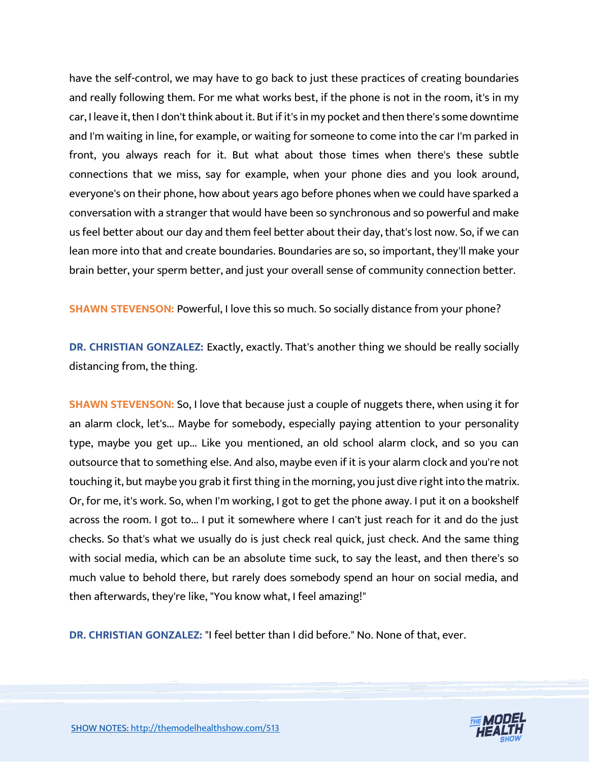have the self-control, we may have to go back to just these practices of creating boundaries and really following them. For me what works best, if the phone is not in the room, it's in my car, I leave it, then I don't think about it. But if it's in my pocket and then there's some downtime and I'm waiting in line, for example, or waiting for someone to come into the car I'm parked in front, you always reach for it. But what about those times when there's these subtle connections that we miss, say for example, when your phone dies and you look around, everyone's on their phone, how about years ago before phones when we could have sparked a conversation with a stranger that would have been so synchronous and so powerful and make us feel better about our day and them feel better about their day, that's lost now. So, if we can lean more into that and create boundaries. Boundaries are so, so important, they'll make your brain better, your sperm better, and just your overall sense of community connection better.

**SHAWN STEVENSON:** Powerful, I love this so much. So socially distance from your phone?

**DR. CHRISTIAN GONZALEZ:** Exactly, exactly. That's another thing we should be really socially distancing from, the thing.

**SHAWN STEVENSON:** So, I love that because just a couple of nuggets there, when using it for an alarm clock, let's... Maybe for somebody, especially paying attention to your personality type, maybe you get up... Like you mentioned, an old school alarm clock, and so you can outsource that to something else. And also, maybe even if it is your alarm clock and you're not touching it, but maybe you grab it first thing in the morning, you just dive right into the matrix. Or, for me, it's work. So, when I'm working, I got to get the phone away. I put it on a bookshelf across the room. I got to... I put it somewhere where I can't just reach for it and do the just checks. So that's what we usually do is just check real quick, just check. And the same thing with social media, which can be an absolute time suck, to say the least, and then there's so much value to behold there, but rarely does somebody spend an hour on social media, and then afterwards, they're like, "You know what, I feel amazing!"

**DR. CHRISTIAN GONZALEZ:** "I feel better than I did before." No. None of that, ever.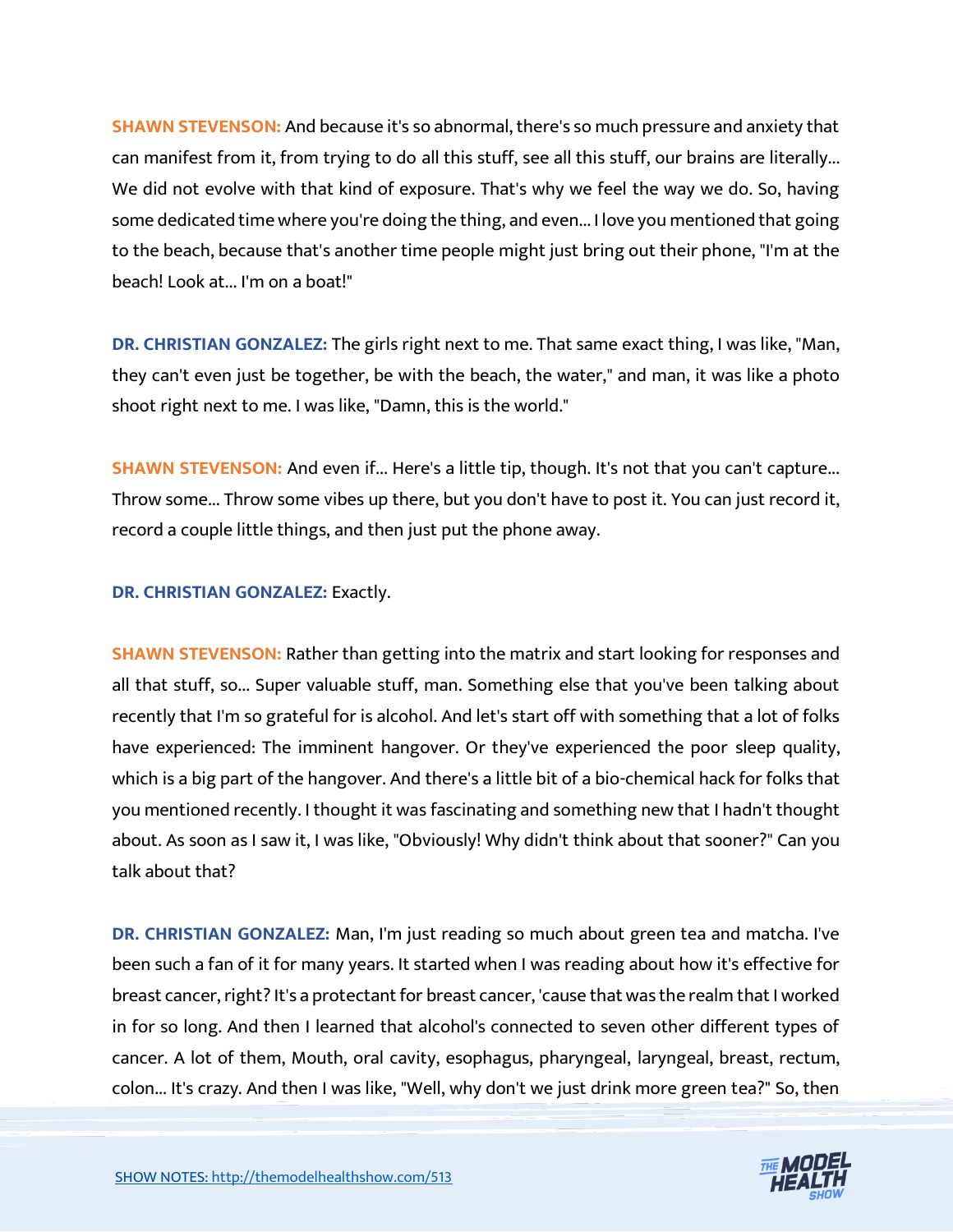**SHAWN STEVENSON:** And because it's so abnormal, there's so much pressure and anxiety that can manifest from it, from trying to do all this stuff, see all this stuff, our brains are literally... We did not evolve with that kind of exposure. That's why we feel the way we do. So, having some dedicated time where you're doing the thing, and even... I love you mentioned that going to the beach, because that's another time people might just bring out their phone, "I'm at the beach! Look at... I'm on a boat!"

**DR. CHRISTIAN GONZALEZ:** The girls right next to me. That same exact thing, I was like, "Man, they can't even just be together, be with the beach, the water," and man, it was like a photo shoot right next to me. I was like, "Damn, this is the world."

**SHAWN STEVENSON:** And even if... Here's a little tip, though. It's not that you can't capture... Throw some... Throw some vibes up there, but you don't have to post it. You can just record it, record a couple little things, and then just put the phone away.

**DR. CHRISTIAN GONZALEZ:** Exactly.

**SHAWN STEVENSON:** Rather than getting into the matrix and start looking for responses and all that stuff, so... Super valuable stuff, man. Something else that you've been talking about recently that I'm so grateful for is alcohol. And let's start off with something that a lot of folks have experienced: The imminent hangover. Or they've experienced the poor sleep quality, which is a big part of the hangover. And there's a little bit of a bio-chemical hack for folks that you mentioned recently. I thought it was fascinating and something new that I hadn't thought about. As soon as I saw it, I was like, "Obviously! Why didn't think about that sooner?" Can you talk about that?

**DR. CHRISTIAN GONZALEZ:** Man, I'm just reading so much about green tea and matcha. I've been such a fan of it for many years. It started when I was reading about how it's effective for breast cancer, right? It's a protectant for breast cancer, 'cause that was the realm that I worked in for so long. And then I learned that alcohol's connected to seven other different types of cancer. A lot of them, Mouth, oral cavity, esophagus, pharyngeal, laryngeal, breast, rectum, colon... It's crazy. And then I was like, "Well, why don't we just drink more green tea?" So, then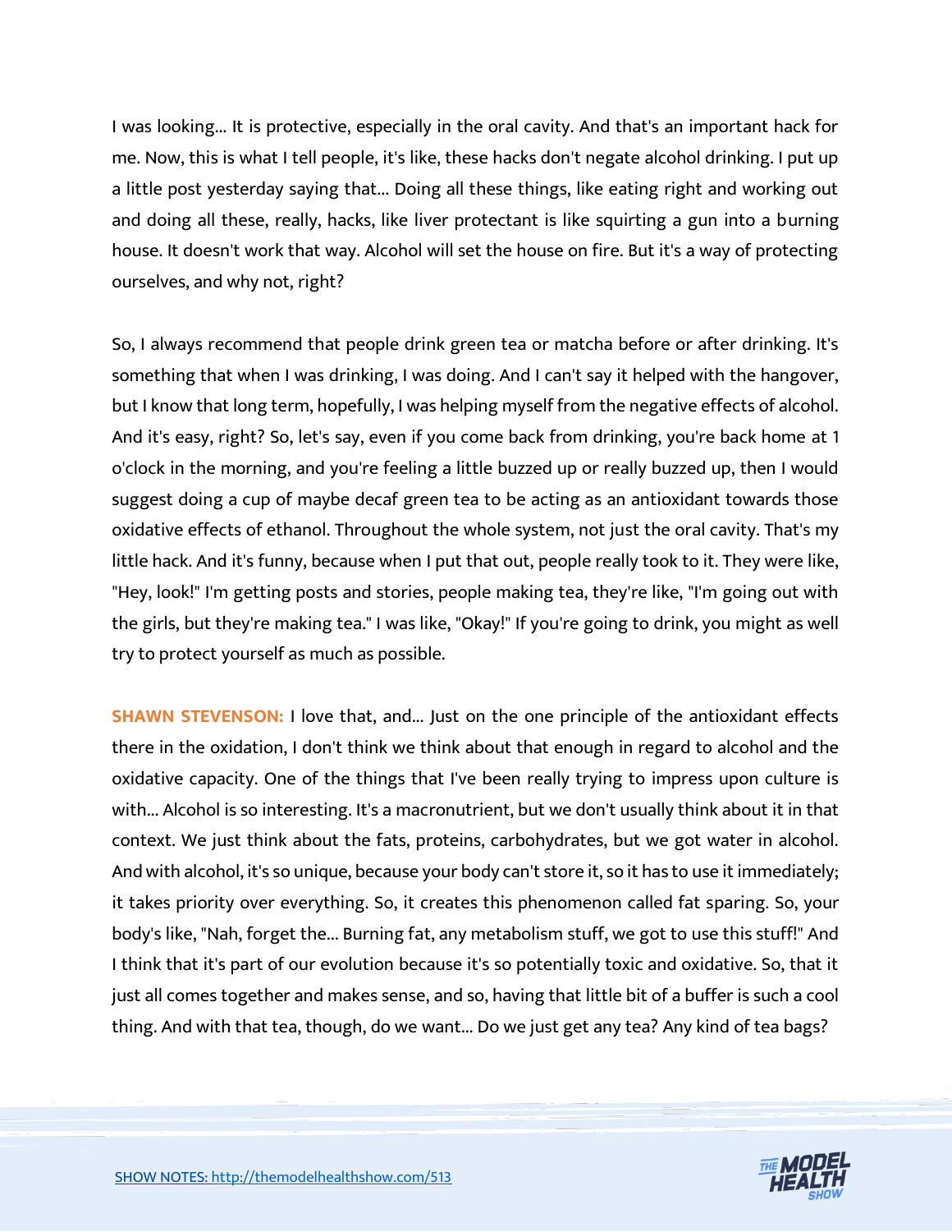I was looking... It is protective, especially in the oral cavity. And that's an important hack for me. Now, this is what I tell people, it's like, these hacks don't negate alcohol drinking. I put up a little post yesterday saying that... Doing all these things, like eating right and working out and doing all these, really, hacks, like liver protectant is like squirting a gun into a burning house. It doesn't work that way. Alcohol will set the house on fire. But it's a way of protecting ourselves, and why not, right?

So, I always recommend that people drink green tea or matcha before or after drinking. It's something that when I was drinking, I was doing. And I can't say it helped with the hangover, but I know that long term, hopefully, I was helping myself from the negative effects of alcohol. And it's easy, right? So, let's say, even if you come back from drinking, you're back home at 1 o'clock in the morning, and you're feeling a little buzzed up or really buzzed up, then I would suggest doing a cup of maybe decaf green tea to be acting as an antioxidant towards those oxidative effects of ethanol. Throughout the whole system, not just the oral cavity. That's my little hack. And it's funny, because when I put that out, people really took to it. They were like, "Hey, look!" I'm getting posts and stories, people making tea, they're like, "I'm going out with the girls, but they're making tea." I was like, "Okay!" If you're going to drink, you might as well try to protect yourself as much as possible.

**SHAWN STEVENSON:** I love that, and... Just on the one principle of the antioxidant effects there in the oxidation, I don't think we think about that enough in regard to alcohol and the oxidative capacity. One of the things that I've been really trying to impress upon culture is with... Alcohol is so interesting. It's a macronutrient, but we don't usually think about it in that context. We just think about the fats, proteins, carbohydrates, but we got water in alcohol. And with alcohol, it's so unique, because your body can't store it, so it has to use it immediately; it takes priority over everything. So, it creates this phenomenon called fat sparing. So, your body's like, "Nah, forget the... Burning fat, any metabolism stuff, we got to use this stuff!" And I think that it's part of our evolution because it's so potentially toxic and oxidative. So, that it just all comes together and makes sense, and so, having that little bit of a buffer is such a cool thing. And with that tea, though, do we want... Do we just get any tea? Any kind of tea bags?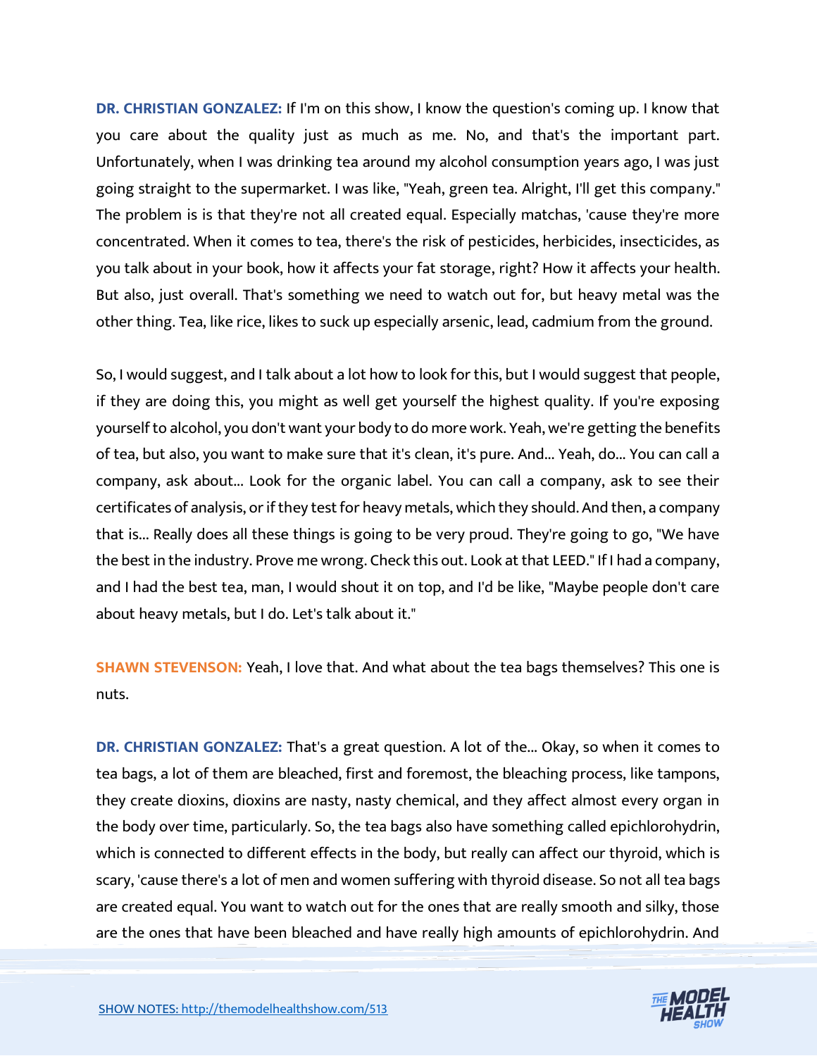**DR. CHRISTIAN GONZALEZ:** If I'm on this show, I know the question's coming up. I know that you care about the quality just as much as me. No, and that's the important part. Unfortunately, when I was drinking tea around my alcohol consumption years ago, I was just going straight to the supermarket. I was like, "Yeah, green tea. Alright, I'll get this company." The problem is is that they're not all created equal. Especially matchas, 'cause they're more concentrated. When it comes to tea, there's the risk of pesticides, herbicides, insecticides, as you talk about in your book, how it affects your fat storage, right? How it affects your health. But also, just overall. That's something we need to watch out for, but heavy metal was the other thing. Tea, like rice, likes to suck up especially arsenic, lead, cadmium from the ground.

So, I would suggest, and I talk about a lot how to look for this, but I would suggest that people, if they are doing this, you might as well get yourself the highest quality. If you're exposing yourself to alcohol, you don't want your body to do more work. Yeah, we're getting the benefits of tea, but also, you want to make sure that it's clean, it's pure. And... Yeah, do... You can call a company, ask about... Look for the organic label. You can call a company, ask to see their certificates of analysis, or if they test for heavy metals, which they should. And then, a company that is... Really does all these things is going to be very proud. They're going to go, "We have the best in the industry. Prove me wrong. Check this out. Look at that LEED." If I had a company, and I had the best tea, man, I would shout it on top, and I'd be like, "Maybe people don't care about heavy metals, but I do. Let's talk about it."

**SHAWN STEVENSON:** Yeah, I love that. And what about the tea bags themselves? This one is nuts.

**DR. CHRISTIAN GONZALEZ:** That's a great question. A lot of the... Okay, so when it comes to tea bags, a lot of them are bleached, first and foremost, the bleaching process, like tampons, they create dioxins, dioxins are nasty, nasty chemical, and they affect almost every organ in the body over time, particularly. So, the tea bags also have something called epichlorohydrin, which is connected to different effects in the body, but really can affect our thyroid, which is scary, 'cause there's a lot of men and women suffering with thyroid disease. So not all tea bags are created equal. You want to watch out for the ones that are really smooth and silky, those are the ones that have been bleached and have really high amounts of epichlorohydrin. And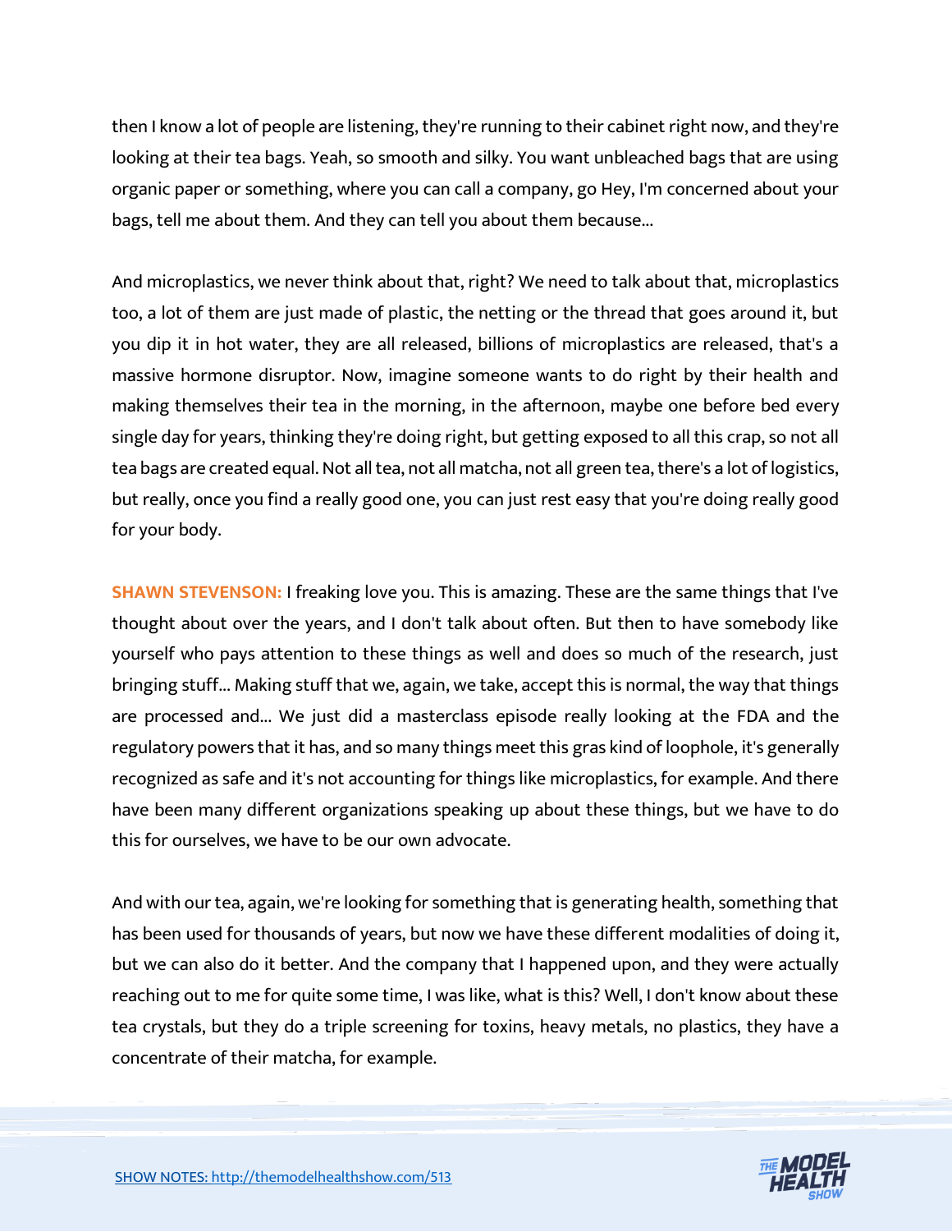then I know a lot of people are listening, they're running to their cabinet right now, and they're looking at their tea bags. Yeah, so smooth and silky. You want unbleached bags that are using organic paper or something, where you can call a company, go Hey, I'm concerned about your bags, tell me about them. And they can tell you about them because...

And microplastics, we never think about that, right? We need to talk about that, microplastics too, a lot of them are just made of plastic, the netting or the thread that goes around it, but you dip it in hot water, they are all released, billions of microplastics are released, that's a massive hormone disruptor. Now, imagine someone wants to do right by their health and making themselves their tea in the morning, in the afternoon, maybe one before bed every single day for years, thinking they're doing right, but getting exposed to all this crap, so not all tea bags are created equal. Not all tea, not all matcha, not all green tea, there's a lot of logistics, but really, once you find a really good one, you can just rest easy that you're doing really good for your body.

**SHAWN STEVENSON:** I freaking love you. This is amazing. These are the same things that I've thought about over the years, and I don't talk about often. But then to have somebody like yourself who pays attention to these things as well and does so much of the research, just bringing stuff... Making stuff that we, again, we take, accept this is normal, the way that things are processed and... We just did a masterclass episode really looking at the FDA and the regulatory powers that it has, and so many things meet this gras kind of loophole, it's generally recognized as safe and it's not accounting for things like microplastics, for example. And there have been many different organizations speaking up about these things, but we have to do this for ourselves, we have to be our own advocate.

And with our tea, again, we're looking for something that is generating health, something that has been used for thousands of years, but now we have these different modalities of doing it, but we can also do it better. And the company that I happened upon, and they were actually reaching out to me for quite some time, I was like, what is this? Well, I don't know about these tea crystals, but they do a triple screening for toxins, heavy metals, no plastics, they have a concentrate of their matcha, for example.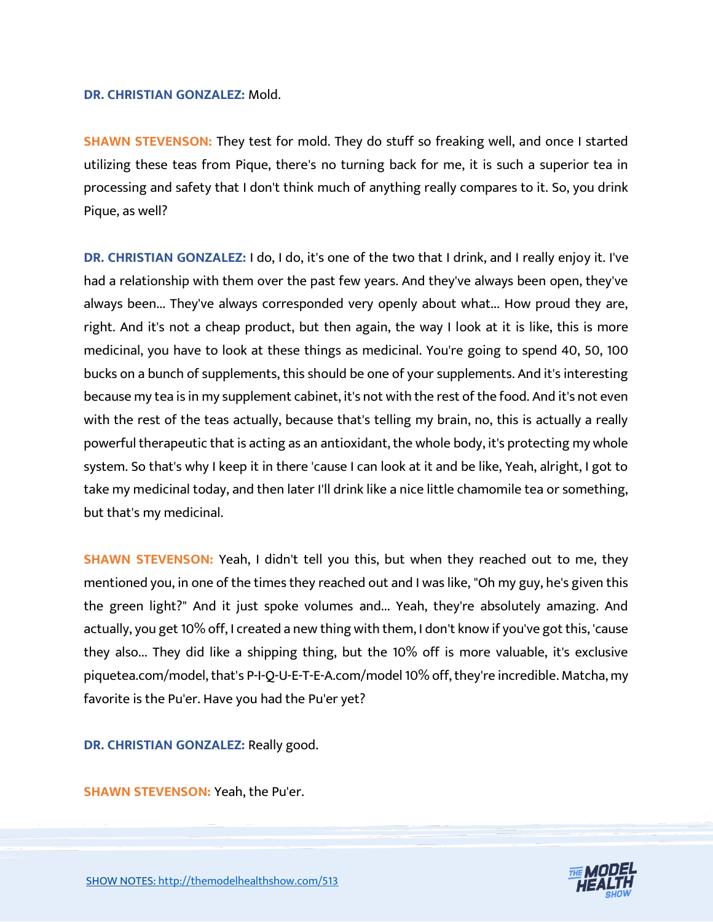**DR. CHRISTIAN GONZALEZ:** Mold.

**SHAWN STEVENSON:** They test for mold. They do stuff so freaking well, and once I started utilizing these teas from Pique, there's no turning back for me, it is such a superior tea in processing and safety that I don't think much of anything really compares to it. So, you drink Pique, as well?

**DR. CHRISTIAN GONZALEZ:** I do, I do, it's one of the two that I drink, and I really enjoy it. I've had a relationship with them over the past few years. And they've always been open, they've always been... They've always corresponded very openly about what... How proud they are, right. And it's not a cheap product, but then again, the way I look at it is like, this is more medicinal, you have to look at these things as medicinal. You're going to spend 40, 50, 100 bucks on a bunch of supplements, this should be one of your supplements. And it's interesting because my tea is in my supplement cabinet, it's not with the rest of the food. And it's not even with the rest of the teas actually, because that's telling my brain, no, this is actually a really powerful therapeutic that is acting as an antioxidant, the whole body, it's protecting my whole system. So that's why I keep it in there 'cause I can look at it and be like, Yeah, alright, I got to take my medicinal today, and then later I'll drink like a nice little chamomile tea or something, but that's my medicinal.

**SHAWN STEVENSON:** Yeah, I didn't tell you this, but when they reached out to me, they mentioned you, in one of the times they reached out and I was like, "Oh my guy, he's given this the green light?" And it just spoke volumes and... Yeah, they're absolutely amazing. And actually, you get 10% off, I created a new thing with them, I don't know if you've got this, 'cause they also... They did like a shipping thing, but the 10% off is more valuable, it's exclusive piquetea.com/model, that's P-I-Q-U-E-T-E-A.com/model 10% off, they're incredible. Matcha, my favorite is the Pu'er. Have you had the Pu'er yet?

**DR. CHRISTIAN GONZALEZ:** Really good.

**SHAWN STEVENSON:** Yeah, the Pu'er.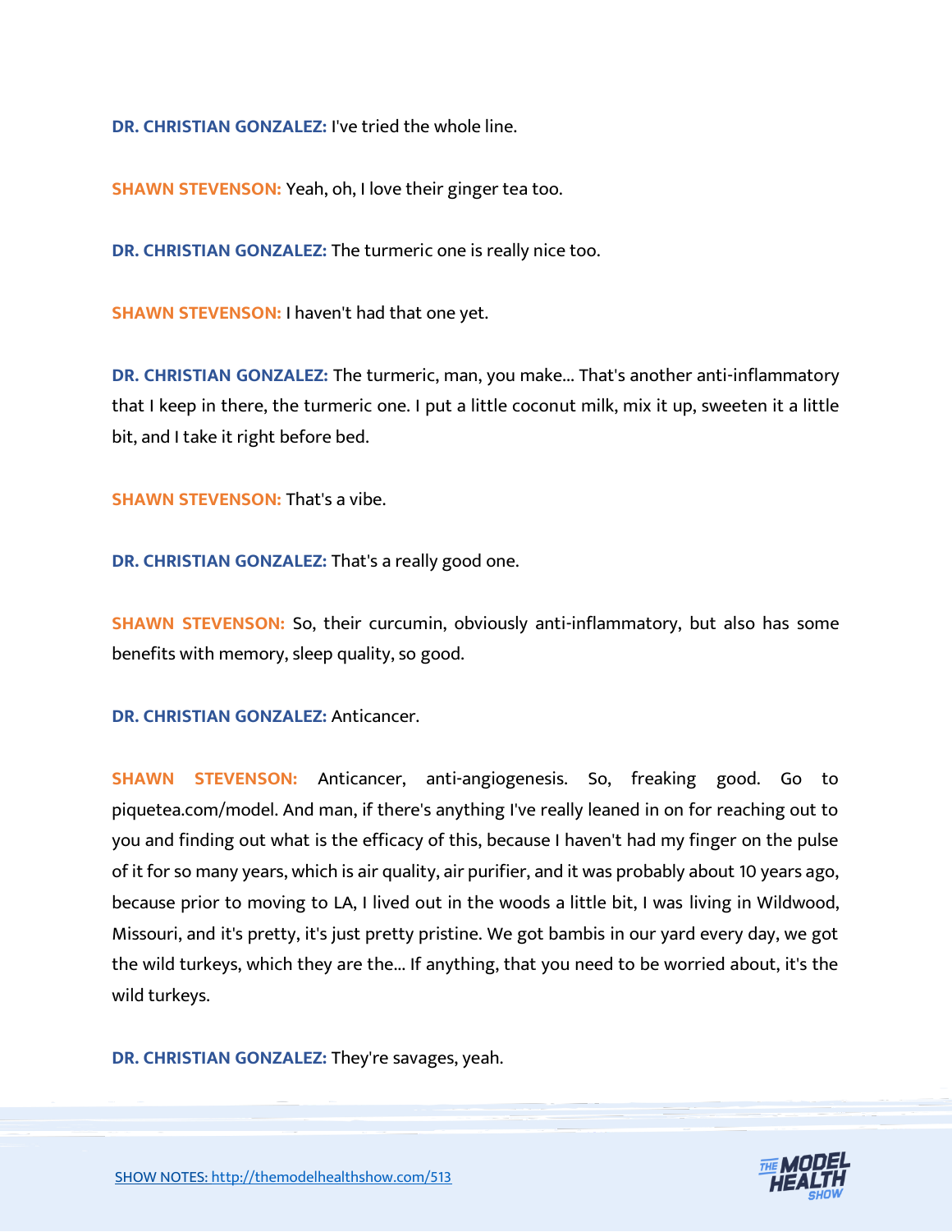**DR. CHRISTIAN GONZALEZ:** I've tried the whole line.

**SHAWN STEVENSON:** Yeah, oh, I love their ginger tea too.

**DR. CHRISTIAN GONZALEZ:** The turmeric one is really nice too.

**SHAWN STEVENSON:** I haven't had that one yet.

**DR. CHRISTIAN GONZALEZ:** The turmeric, man, you make... That's another anti-inflammatory that I keep in there, the turmeric one. I put a little coconut milk, mix it up, sweeten it a little bit, and I take it right before bed.

**SHAWN STEVENSON:** That's a vibe.

**DR. CHRISTIAN GONZALEZ:** That's a really good one.

**SHAWN STEVENSON:** So, their curcumin, obviously anti-inflammatory, but also has some benefits with memory, sleep quality, so good.

**DR. CHRISTIAN GONZALEZ:** Anticancer.

**SHAWN STEVENSON:** Anticancer, anti-angiogenesis. So, freaking good. Go to piquetea.com/model. And man, if there's anything I've really leaned in on for reaching out to you and finding out what is the efficacy of this, because I haven't had my finger on the pulse of it for so many years, which is air quality, air purifier, and it was probably about 10 years ago, because prior to moving to LA, I lived out in the woods a little bit, I was living in Wildwood, Missouri, and it's pretty, it's just pretty pristine. We got bambis in our yard every day, we got the wild turkeys, which they are the... If anything, that you need to be worried about, it's the wild turkeys.

**DR. CHRISTIAN GONZALEZ:** They're savages, yeah.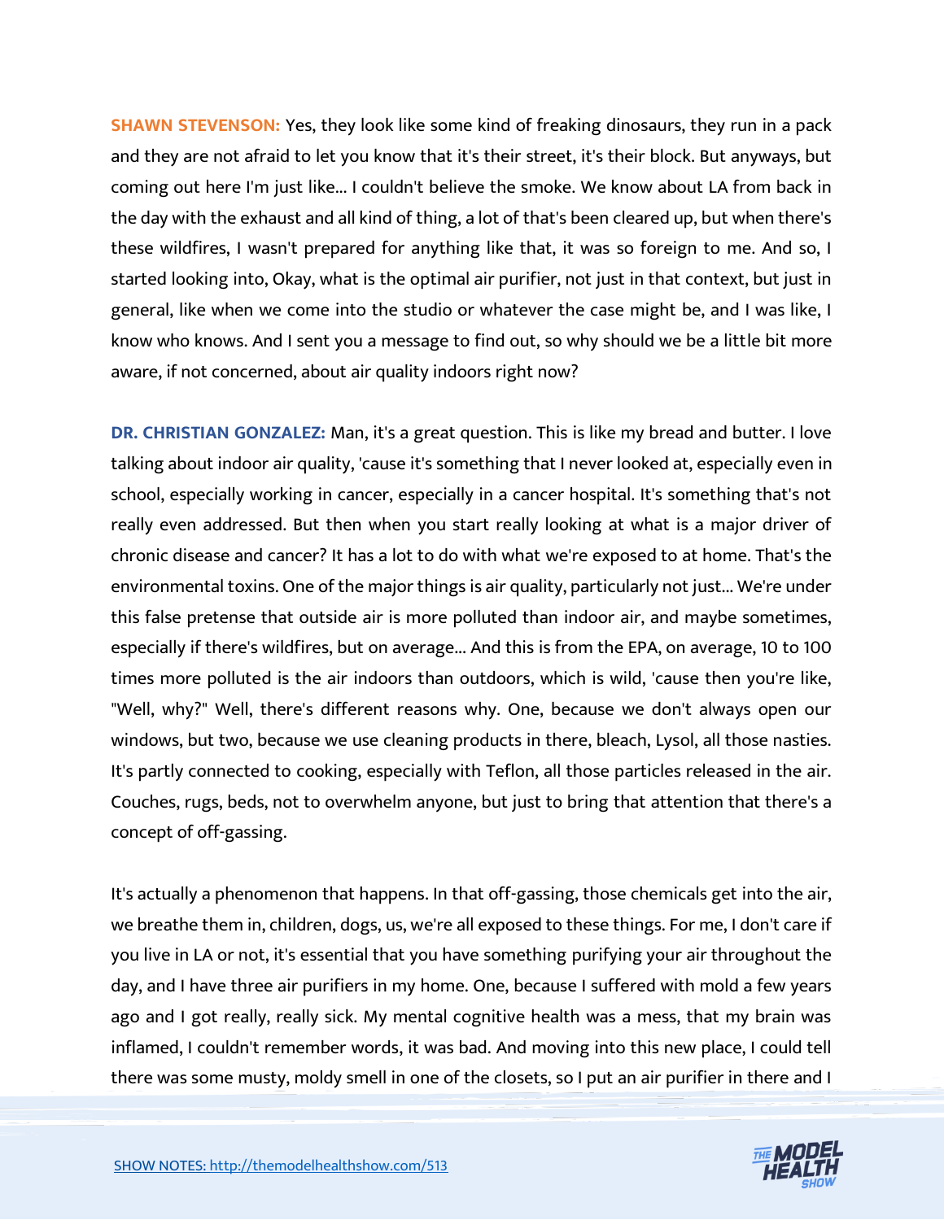**SHAWN STEVENSON:** Yes, they look like some kind of freaking dinosaurs, they run in a pack and they are not afraid to let you know that it's their street, it's their block. But anyways, but coming out here I'm just like... I couldn't believe the smoke. We know about LA from back in the day with the exhaust and all kind of thing, a lot of that's been cleared up, but when there's these wildfires, I wasn't prepared for anything like that, it was so foreign to me. And so, I started looking into, Okay, what is the optimal air purifier, not just in that context, but just in general, like when we come into the studio or whatever the case might be, and I was like, I know who knows. And I sent you a message to find out, so why should we be a little bit more aware, if not concerned, about air quality indoors right now?

**DR. CHRISTIAN GONZALEZ:** Man, it's a great question. This is like my bread and butter. I love talking about indoor air quality, 'cause it's something that I never looked at, especially even in school, especially working in cancer, especially in a cancer hospital. It's something that's not really even addressed. But then when you start really looking at what is a major driver of chronic disease and cancer? It has a lot to do with what we're exposed to at home. That's the environmental toxins. One of the major things is air quality, particularly not just... We're under this false pretense that outside air is more polluted than indoor air, and maybe sometimes, especially if there's wildfires, but on average... And this is from the EPA, on average, 10 to 100 times more polluted is the air indoors than outdoors, which is wild, 'cause then you're like, "Well, why?" Well, there's different reasons why. One, because we don't always open our windows, but two, because we use cleaning products in there, bleach, Lysol, all those nasties. It's partly connected to cooking, especially with Teflon, all those particles released in the air. Couches, rugs, beds, not to overwhelm anyone, but just to bring that attention that there's a concept of off-gassing.

It's actually a phenomenon that happens. In that off-gassing, those chemicals get into the air, we breathe them in, children, dogs, us, we're all exposed to these things. For me, I don't care if you live in LA or not, it's essential that you have something purifying your air throughout the day, and I have three air purifiers in my home. One, because I suffered with mold a few years ago and I got really, really sick. My mental cognitive health was a mess, that my brain was inflamed, I couldn't remember words, it was bad. And moving into this new place, I could tell there was some musty, moldy smell in one of the closets, so I put an air purifier in there and I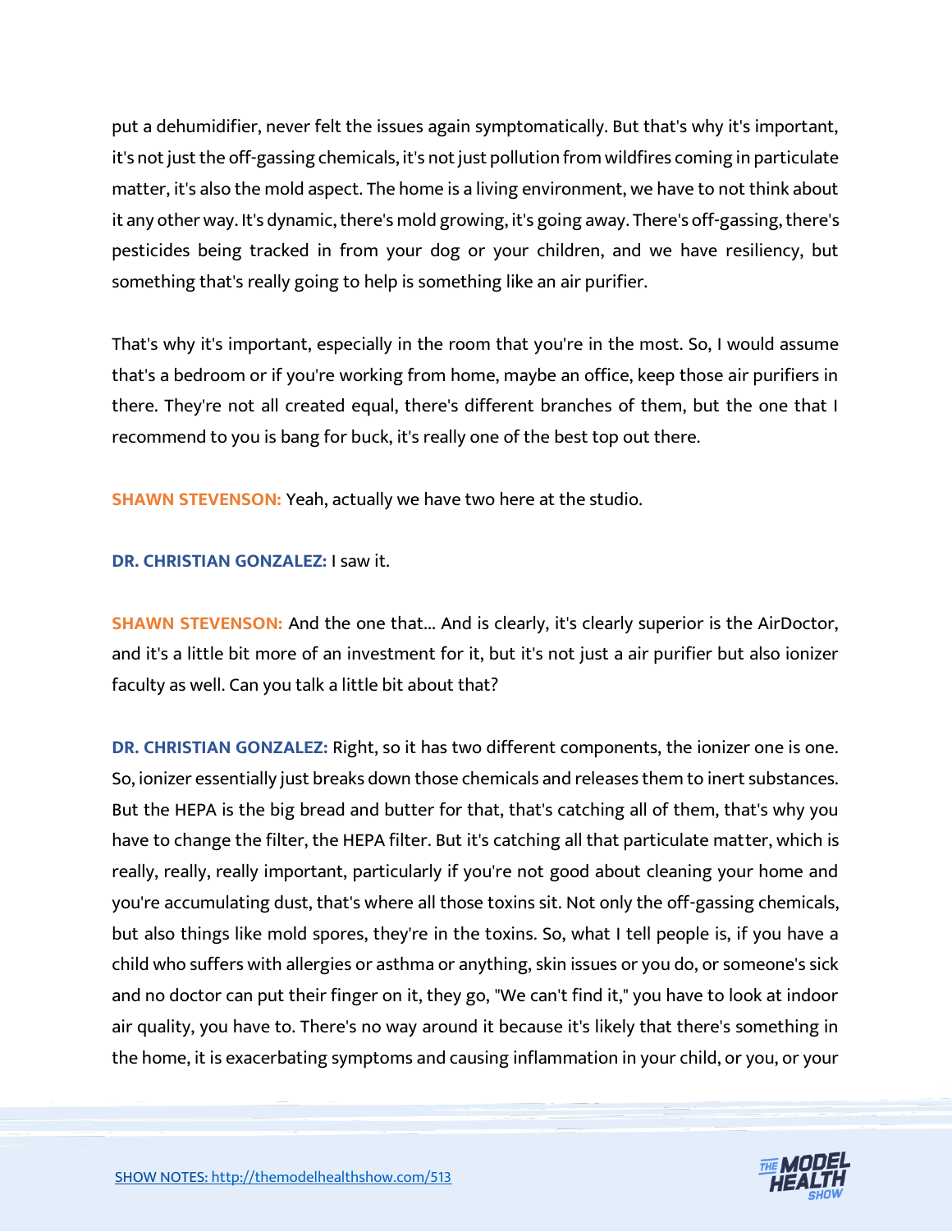put a dehumidifier, never felt the issues again symptomatically. But that's why it's important, it's not just the off-gassing chemicals, it's not just pollution from wildfires coming in particulate matter, it's also the mold aspect. The home is a living environment, we have to not think about it any other way. It's dynamic, there's mold growing, it's going away. There's off-gassing, there's pesticides being tracked in from your dog or your children, and we have resiliency, but something that's really going to help is something like an air purifier.

That's why it's important, especially in the room that you're in the most. So, I would assume that's a bedroom or if you're working from home, maybe an office, keep those air purifiers in there. They're not all created equal, there's different branches of them, but the one that I recommend to you is bang for buck, it's really one of the best top out there.

**SHAWN STEVENSON:** Yeah, actually we have two here at the studio.

**DR. CHRISTIAN GONZALEZ:** I saw it.

**SHAWN STEVENSON:** And the one that... And is clearly, it's clearly superior is the AirDoctor, and it's a little bit more of an investment for it, but it's not just a air purifier but also ionizer faculty as well. Can you talk a little bit about that?

**DR. CHRISTIAN GONZALEZ:** Right, so it has two different components, the ionizer one is one. So, ionizer essentially just breaks down those chemicals and releases them to inert substances. But the HEPA is the big bread and butter for that, that's catching all of them, that's why you have to change the filter, the HEPA filter. But it's catching all that particulate matter, which is really, really, really important, particularly if you're not good about cleaning your home and you're accumulating dust, that's where all those toxins sit. Not only the off-gassing chemicals, but also things like mold spores, they're in the toxins. So, what I tell people is, if you have a child who suffers with allergies or asthma or anything, skin issues or you do, or someone's sick and no doctor can put their finger on it, they go, "We can't find it," you have to look at indoor air quality, you have to. There's no way around it because it's likely that there's something in the home, it is exacerbating symptoms and causing inflammation in your child, or you, or your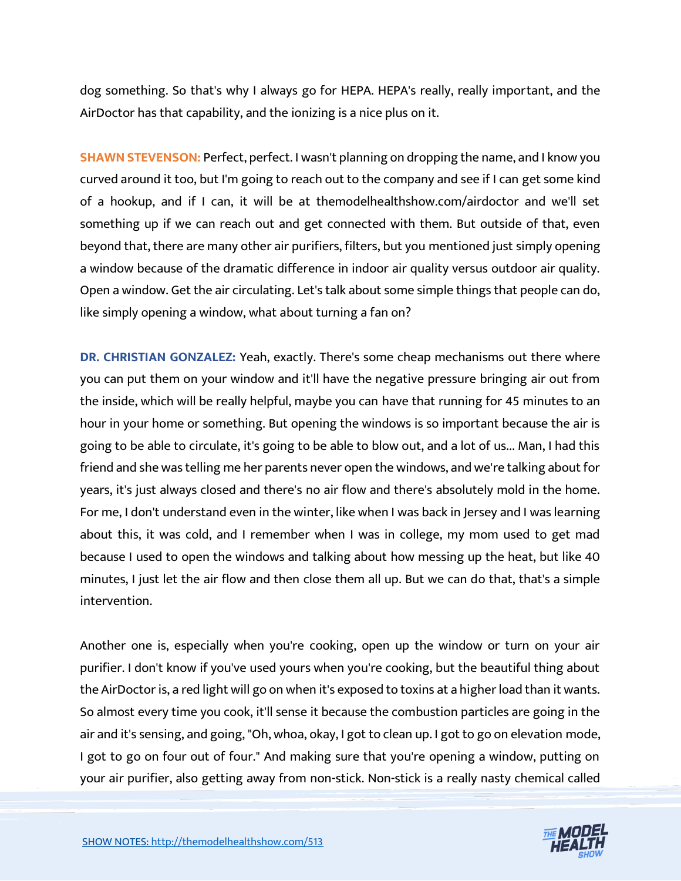dog something. So that's why I always go for HEPA. HEPA's really, really important, and the AirDoctor has that capability, and the ionizing is a nice plus on it.

**SHAWN STEVENSON:** Perfect, perfect. I wasn't planning on dropping the name, and I know you curved around it too, but I'm going to reach out to the company and see if I can get some kind of a hookup, and if I can, it will be at themodelhealthshow.com/airdoctor and we'll set something up if we can reach out and get connected with them. But outside of that, even beyond that, there are many other air purifiers, filters, but you mentioned just simply opening a window because of the dramatic difference in indoor air quality versus outdoor air quality. Open a window. Get the air circulating. Let's talk about some simple things that people can do, like simply opening a window, what about turning a fan on?

**DR. CHRISTIAN GONZALEZ:** Yeah, exactly. There's some cheap mechanisms out there where you can put them on your window and it'll have the negative pressure bringing air out from the inside, which will be really helpful, maybe you can have that running for 45 minutes to an hour in your home or something. But opening the windows is so important because the air is going to be able to circulate, it's going to be able to blow out, and a lot of us... Man, I had this friend and she was telling me her parents never open the windows, and we're talking about for years, it's just always closed and there's no air flow and there's absolutely mold in the home. For me, I don't understand even in the winter, like when I was back in Jersey and I was learning about this, it was cold, and I remember when I was in college, my mom used to get mad because I used to open the windows and talking about how messing up the heat, but like 40 minutes, I just let the air flow and then close them all up. But we can do that, that's a simple intervention.

Another one is, especially when you're cooking, open up the window or turn on your air purifier. I don't know if you've used yours when you're cooking, but the beautiful thing about the AirDoctor is, a red light will go on when it's exposed to toxins at a higher load than it wants. So almost every time you cook, it'll sense it because the combustion particles are going in the air and it's sensing, and going, "Oh, whoa, okay, I got to clean up. I got to go on elevation mode, I got to go on four out of four." And making sure that you're opening a window, putting on your air purifier, also getting away from non-stick. Non-stick is a really nasty chemical called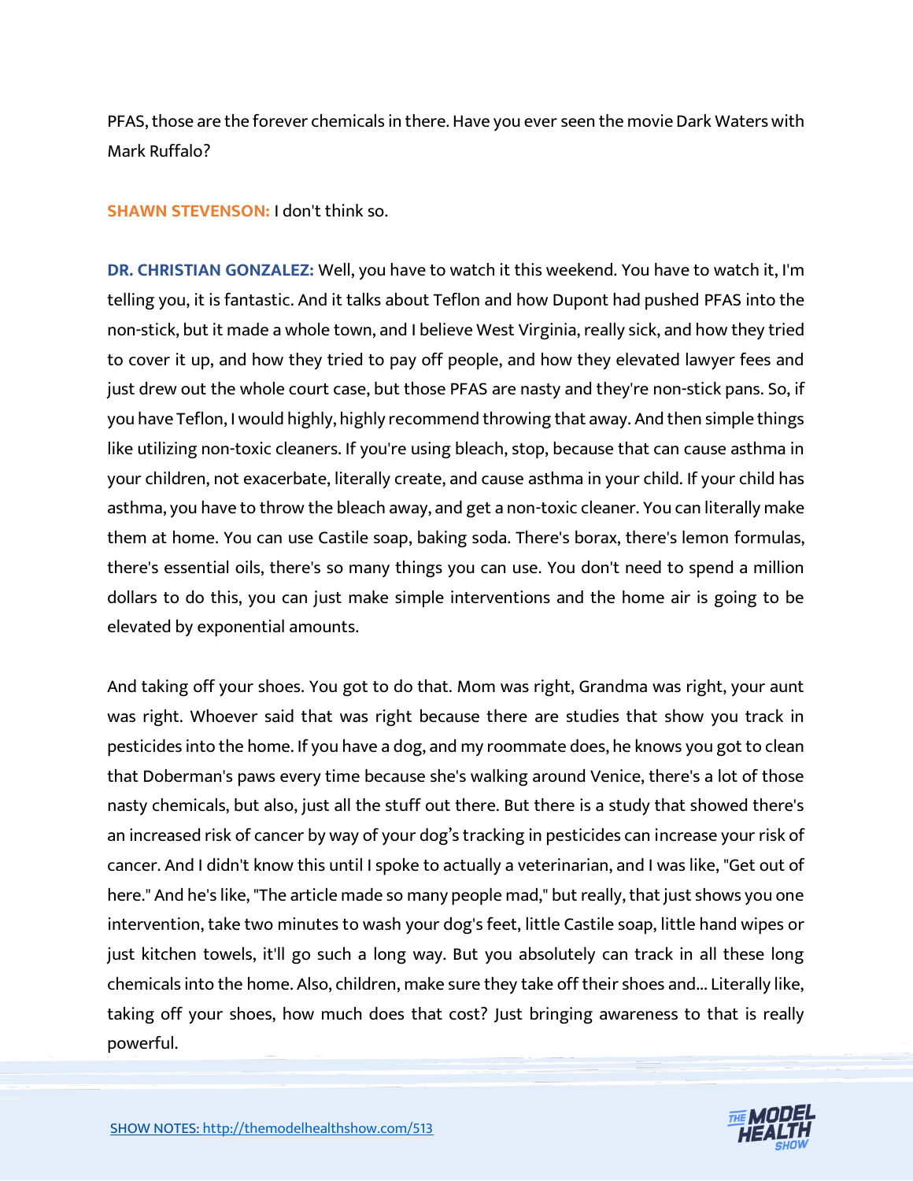PFAS, those are the forever chemicals in there. Have you ever seen the movie Dark Waters with Mark Ruffalo?

**SHAWN STEVENSON:** I don't think so.

**DR. CHRISTIAN GONZALEZ:** Well, you have to watch it this weekend. You have to watch it, I'm telling you, it is fantastic. And it talks about Teflon and how Dupont had pushed PFAS into the non-stick, but it made a whole town, and I believe West Virginia, really sick, and how they tried to cover it up, and how they tried to pay off people, and how they elevated lawyer fees and just drew out the whole court case, but those PFAS are nasty and they're non-stick pans. So, if you have Teflon, I would highly, highly recommend throwing that away. And then simple things like utilizing non-toxic cleaners. If you're using bleach, stop, because that can cause asthma in your children, not exacerbate, literally create, and cause asthma in your child. If your child has asthma, you have to throw the bleach away, and get a non-toxic cleaner. You can literally make them at home. You can use Castile soap, baking soda. There's borax, there's lemon formulas, there's essential oils, there's so many things you can use. You don't need to spend a million dollars to do this, you can just make simple interventions and the home air is going to be elevated by exponential amounts.

And taking off your shoes. You got to do that. Mom was right, Grandma was right, your aunt was right. Whoever said that was right because there are studies that show you track in pesticides into the home. If you have a dog, and my roommate does, he knows you got to clean that Doberman's paws every time because she's walking around Venice, there's a lot of those nasty chemicals, but also, just all the stuff out there. But there is a study that showed there's an increased risk of cancer by way of your dog's tracking in pesticides can increase your risk of cancer. And I didn't know this until I spoke to actually a veterinarian, and I was like, "Get out of here." And he's like, "The article made so many people mad," but really, that just shows you one intervention, take two minutes to wash your dog's feet, little Castile soap, little hand wipes or just kitchen towels, it'll go such a long way. But you absolutely can track in all these long chemicals into the home. Also, children, make sure they take off their shoes and... Literally like, taking off your shoes, how much does that cost? Just bringing awareness to that is really powerful.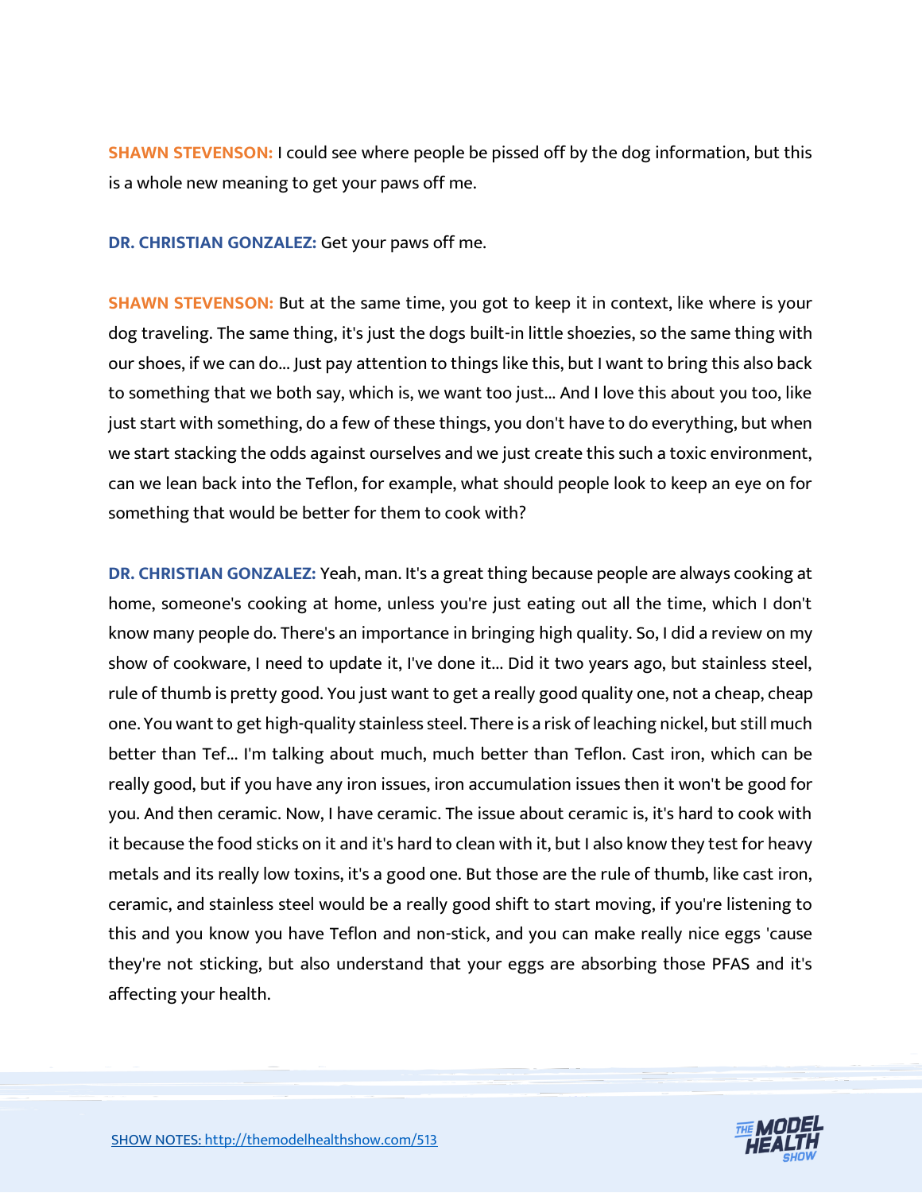**SHAWN STEVENSON:** I could see where people be pissed off by the dog information, but this is a whole new meaning to get your paws off me.

**DR. CHRISTIAN GONZALEZ:** Get your paws off me.

**SHAWN STEVENSON:** But at the same time, you got to keep it in context, like where is your dog traveling. The same thing, it's just the dogs built-in little shoezies, so the same thing with our shoes, if we can do... Just pay attention to things like this, but I want to bring this also back to something that we both say, which is, we want too just... And I love this about you too, like just start with something, do a few of these things, you don't have to do everything, but when we start stacking the odds against ourselves and we just create this such a toxic environment, can we lean back into the Teflon, for example, what should people look to keep an eye on for something that would be better for them to cook with?

**DR. CHRISTIAN GONZALEZ:** Yeah, man. It's a great thing because people are always cooking at home, someone's cooking at home, unless you're just eating out all the time, which I don't know many people do. There's an importance in bringing high quality. So, I did a review on my show of cookware, I need to update it, I've done it... Did it two years ago, but stainless steel, rule of thumb is pretty good. You just want to get a really good quality one, not a cheap, cheap one. You want to get high-quality stainless steel. There is a risk of leaching nickel, but still much better than Tef... I'm talking about much, much better than Teflon. Cast iron, which can be really good, but if you have any iron issues, iron accumulation issues then it won't be good for you. And then ceramic. Now, I have ceramic. The issue about ceramic is, it's hard to cook with it because the food sticks on it and it's hard to clean with it, but I also know they test for heavy metals and its really low toxins, it's a good one. But those are the rule of thumb, like cast iron, ceramic, and stainless steel would be a really good shift to start moving, if you're listening to this and you know you have Teflon and non-stick, and you can make really nice eggs 'cause they're not sticking, but also understand that your eggs are absorbing those PFAS and it's affecting your health.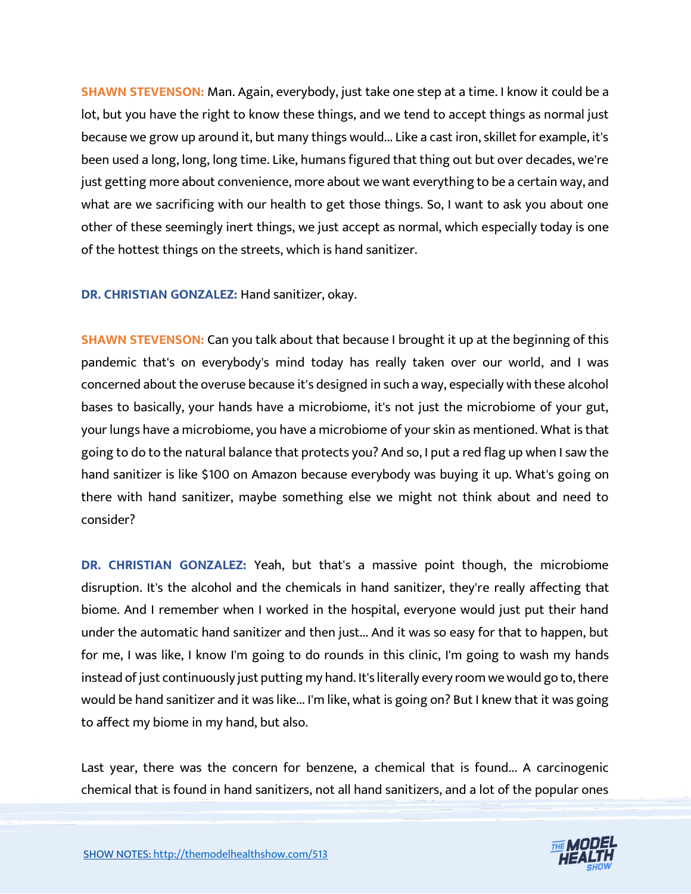**SHAWN STEVENSON:** Man. Again, everybody, just take one step at a time. I know it could be a lot, but you have the right to know these things, and we tend to accept things as normal just because we grow up around it, but many things would... Like a cast iron, skillet for example, it's been used a long, long, long time. Like, humans figured that thing out but over decades, we're just getting more about convenience, more about we want everything to be a certain way, and what are we sacrificing with our health to get those things. So, I want to ask you about one other of these seemingly inert things, we just accept as normal, which especially today is one of the hottest things on the streets, which is hand sanitizer.

**DR. CHRISTIAN GONZALEZ:** Hand sanitizer, okay.

**SHAWN STEVENSON:** Can you talk about that because I brought it up at the beginning of this pandemic that's on everybody's mind today has really taken over our world, and I was concerned about the overuse because it's designed in such a way, especially with these alcohol bases to basically, your hands have a microbiome, it's not just the microbiome of your gut, your lungs have a microbiome, you have a microbiome of your skin as mentioned. What is that going to do to the natural balance that protects you? And so, I put a red flag up when I saw the hand sanitizer is like $100 on Amazon because everybody was buying it up. What's going on there with hand sanitizer, maybe something else we might not think about and need to consider?

**DR. CHRISTIAN GONZALEZ:** Yeah, but that's a massive point though, the microbiome disruption. It's the alcohol and the chemicals in hand sanitizer, they're really affecting that biome. And I remember when I worked in the hospital, everyone would just put their hand under the automatic hand sanitizer and then just... And it was so easy for that to happen, but for me, I was like, I know I'm going to do rounds in this clinic, I'm going to wash my hands instead of just continuously just putting my hand. It's literally every room we would go to, there would be hand sanitizer and it was like... I'm like, what is going on? But I knew that it was going to affect my biome in my hand, but also.

Last year, there was the concern for benzene, a chemical that is found... A carcinogenic chemical that is found in hand sanitizers, not all hand sanitizers, and a lot of the popular ones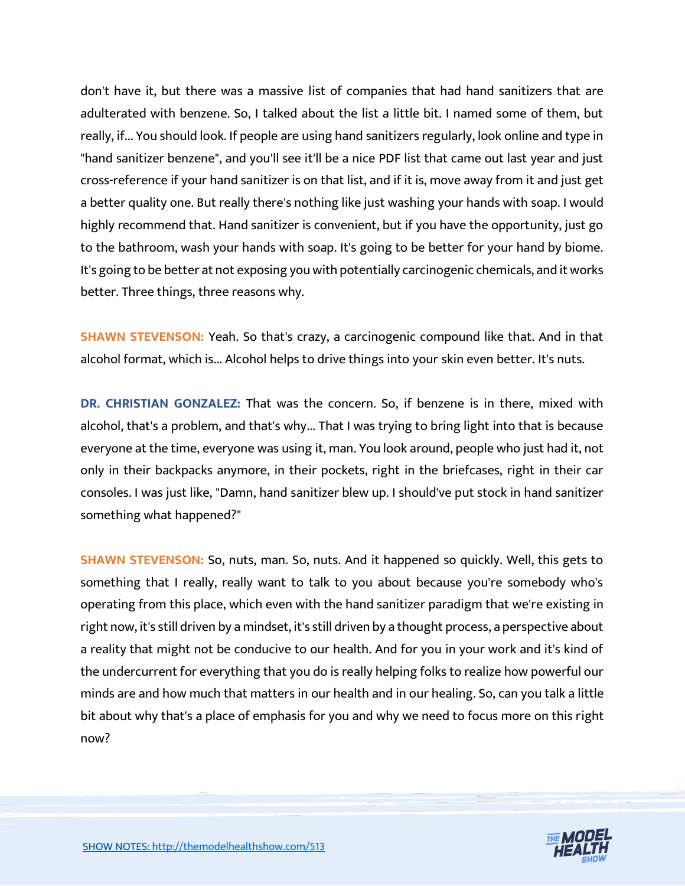don't have it, but there was a massive list of companies that had hand sanitizers that are adulterated with benzene. So, I talked about the list a little bit. I named some of them, but really, if... You should look. If people are using hand sanitizers regularly, look online and type in "hand sanitizer benzene", and you'll see it'll be a nice PDF list that came out last year and just cross-reference if your hand sanitizer is on that list, and if it is, move away from it and just get a better quality one. But really there's nothing like just washing your hands with soap. I would highly recommend that. Hand sanitizer is convenient, but if you have the opportunity, just go to the bathroom, wash your hands with soap. It's going to be better for your hand by biome. It's going to be better at not exposing you with potentially carcinogenic chemicals, and it works better. Three things, three reasons why.

**SHAWN STEVENSON:** Yeah. So that's crazy, a carcinogenic compound like that. And in that alcohol format, which is... Alcohol helps to drive things into your skin even better. It's nuts.

**DR. CHRISTIAN GONZALEZ:** That was the concern. So, if benzene is in there, mixed with alcohol, that's a problem, and that's why... That I was trying to bring light into that is because everyone at the time, everyone was using it, man. You look around, people who just had it, not only in their backpacks anymore, in their pockets, right in the briefcases, right in their car consoles. I was just like, "Damn, hand sanitizer blew up. I should've put stock in hand sanitizer something what happened?"

**SHAWN STEVENSON:** So, nuts, man. So, nuts. And it happened so quickly. Well, this gets to something that I really, really want to talk to you about because you're somebody who's operating from this place, which even with the hand sanitizer paradigm that we're existing in right now, it's still driven by a mindset, it's still driven by a thought process, a perspective about a reality that might not be conducive to our health. And for you in your work and it's kind of the undercurrent for everything that you do is really helping folks to realize how powerful our minds are and how much that matters in our health and in our healing. So, can you talk a little bit about why that's a place of emphasis for you and why we need to focus more on this right now?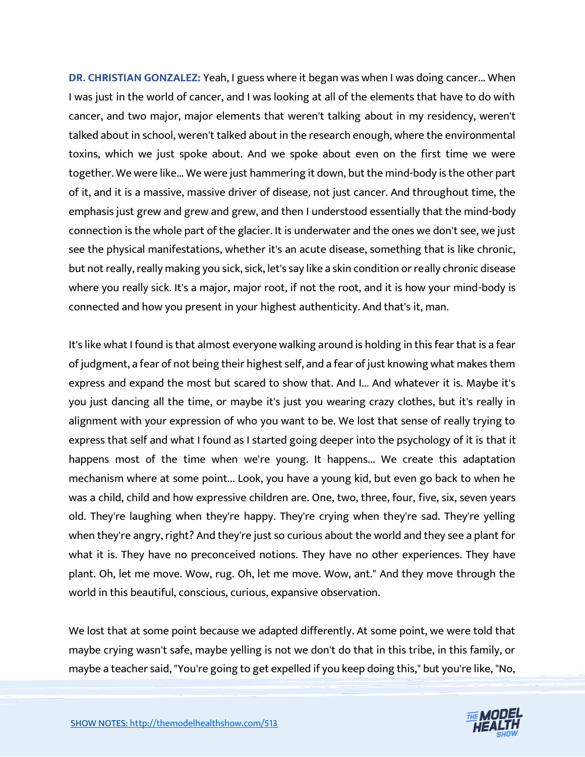**DR. CHRISTIAN GONZALEZ:** Yeah, I guess where it began was when I was doing cancer... When I was just in the world of cancer, and I was looking at all of the elements that have to do with cancer, and two major, major elements that weren't talking about in my residency, weren't talked about in school, weren't talked about in the research enough, where the environmental toxins, which we just spoke about. And we spoke about even on the first time we were together. We were like... We were just hammering it down, but the mind-body is the other part of it, and it is a massive, massive driver of disease, not just cancer. And throughout time, the emphasis just grew and grew and grew, and then I understood essentially that the mind-body connection is the whole part of the glacier. It is underwater and the ones we don't see, we just see the physical manifestations, whether it's an acute disease, something that is like chronic, but not really, really making you sick, sick, let's say like a skin condition or really chronic disease where you really sick. It's a major, major root, if not the root, and it is how your mind-body is connected and how you present in your highest authenticity. And that's it, man.

It's like what I found is that almost everyone walking around is holding in this fear that is a fear of judgment, a fear of not being their highest self, and a fear of just knowing what makes them express and expand the most but scared to show that. And I... And whatever it is. Maybe it's you just dancing all the time, or maybe it's just you wearing crazy clothes, but it's really in alignment with your expression of who you want to be. We lost that sense of really trying to express that self and what I found as I started going deeper into the psychology of it is that it happens most of the time when we're young. It happens... We create this adaptation mechanism where at some point... Look, you have a young kid, but even go back to when he was a child, child and how expressive children are. One, two, three, four, five, six, seven years old. They're laughing when they're happy. They're crying when they're sad. They're yelling when they're angry, right? And they're just so curious about the world and they see a plant for what it is. They have no preconceived notions. They have no other experiences. They have plant. Oh, let me move. Wow, rug. Oh, let me move. Wow, ant." And they move through the world in this beautiful, conscious, curious, expansive observation.

We lost that at some point because we adapted differently. At some point, we were told that maybe crying wasn't safe, maybe yelling is not we don't do that in this tribe, in this family, or maybe a teacher said, "You're going to get expelled if you keep doing this," but you're like, "No,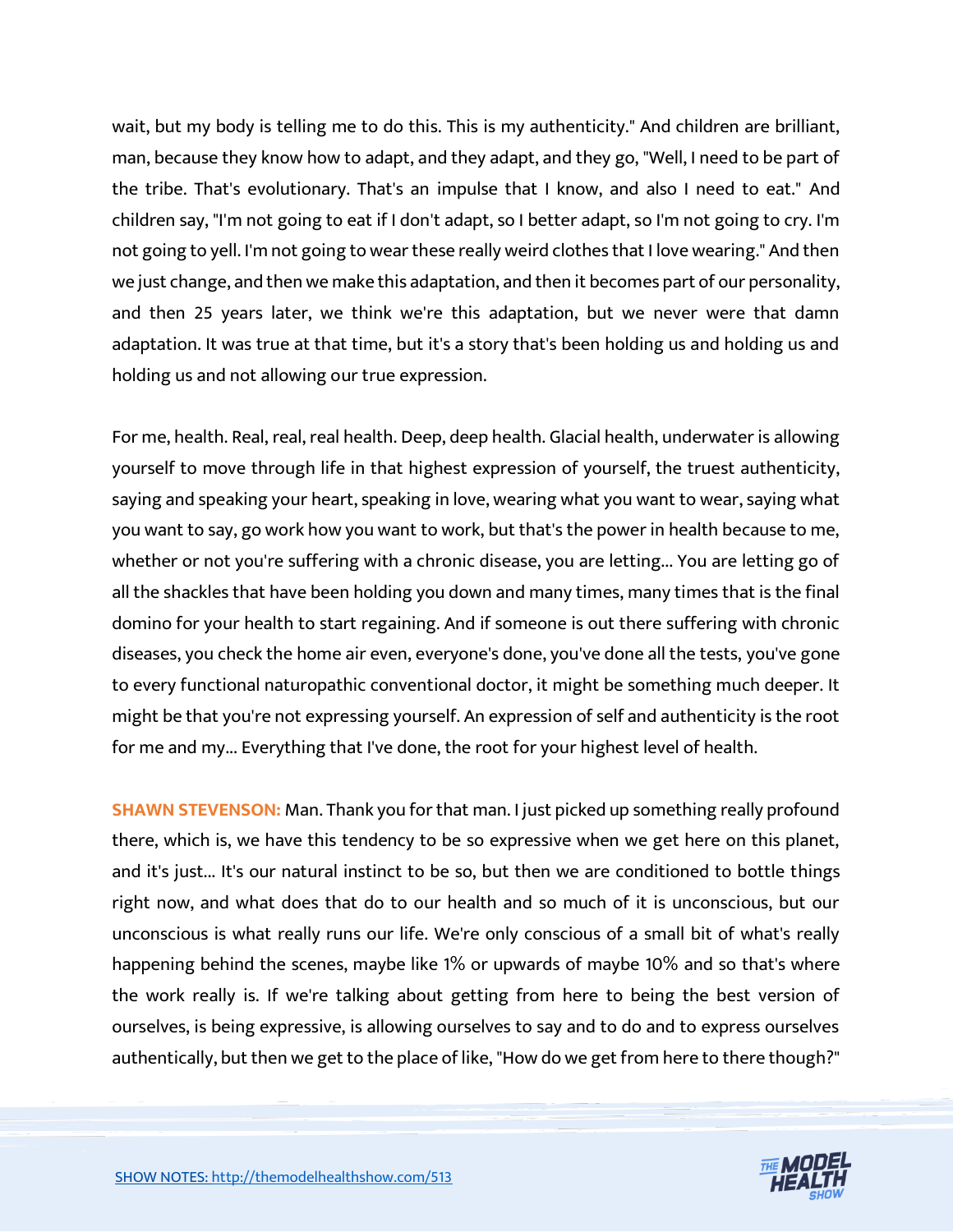wait, but my body is telling me to do this. This is my authenticity." And children are brilliant, man, because they know how to adapt, and they adapt, and they go, "Well, I need to be part of the tribe. That's evolutionary. That's an impulse that I know, and also I need to eat." And children say, "I'm not going to eat if I don't adapt, so I better adapt, so I'm not going to cry. I'm not going to yell. I'm not going to wear these really weird clothes that I love wearing." And then we just change, and then we make this adaptation, and then it becomes part of our personality, and then 25 years later, we think we're this adaptation, but we never were that damn adaptation. It was true at that time, but it's a story that's been holding us and holding us and holding us and not allowing our true expression.

For me, health. Real, real, real health. Deep, deep health. Glacial health, underwater is allowing yourself to move through life in that highest expression of yourself, the truest authenticity, saying and speaking your heart, speaking in love, wearing what you want to wear, saying what you want to say, go work how you want to work, but that's the power in health because to me, whether or not you're suffering with a chronic disease, you are letting... You are letting go of all the shackles that have been holding you down and many times, many times that is the final domino for your health to start regaining. And if someone is out there suffering with chronic diseases, you check the home air even, everyone's done, you've done all the tests, you've gone to every functional naturopathic conventional doctor, it might be something much deeper. It might be that you're not expressing yourself. An expression of self and authenticity is the root for me and my... Everything that I've done, the root for your highest level of health.

**SHAWN STEVENSON:** Man. Thank you for that man. I just picked up something really profound there, which is, we have this tendency to be so expressive when we get here on this planet, and it's just... It's our natural instinct to be so, but then we are conditioned to bottle things right now, and what does that do to our health and so much of it is unconscious, but our unconscious is what really runs our life. We're only conscious of a small bit of what's really happening behind the scenes, maybe like 1% or upwards of maybe 10% and so that's where the work really is. If we're talking about getting from here to being the best version of ourselves, is being expressive, is allowing ourselves to say and to do and to express ourselves authentically, but then we get to the place of like, "How do we get from here to there though?"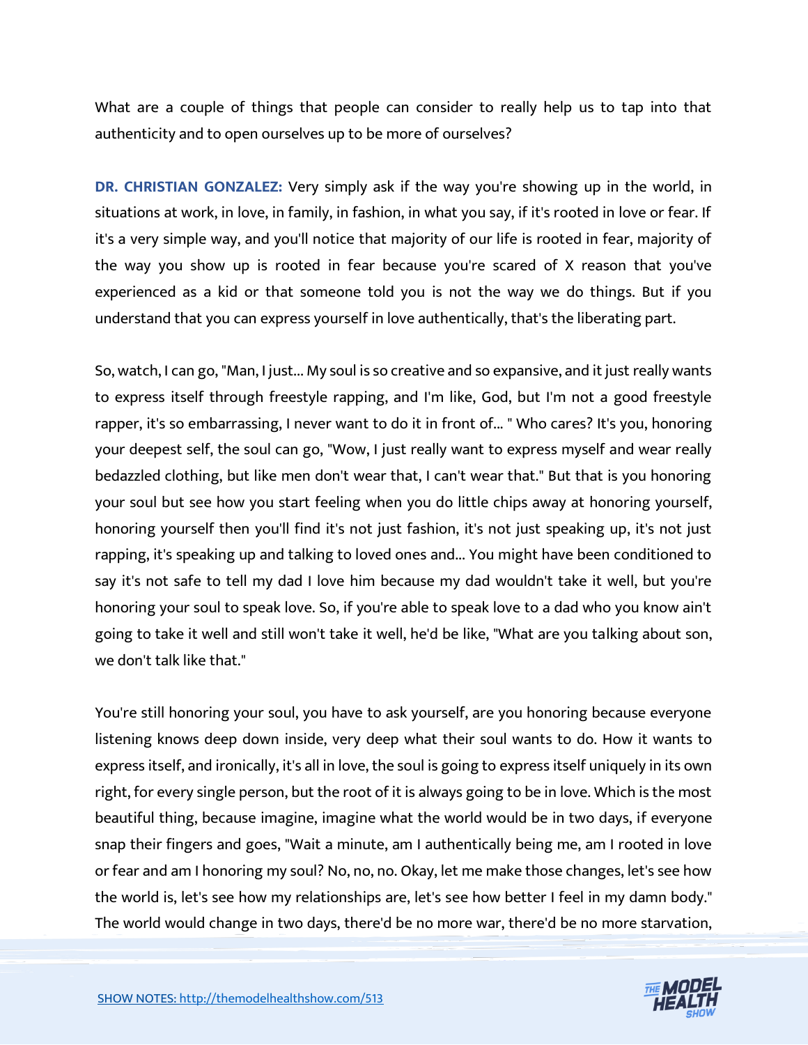What are a couple of things that people can consider to really help us to tap into that authenticity and to open ourselves up to be more of ourselves?

**DR. CHRISTIAN GONZALEZ:** Very simply ask if the way you're showing up in the world, in situations at work, in love, in family, in fashion, in what you say, if it's rooted in love or fear. If it's a very simple way, and you'll notice that majority of our life is rooted in fear, majority of the way you show up is rooted in fear because you're scared of X reason that you've experienced as a kid or that someone told you is not the way we do things. But if you understand that you can express yourself in love authentically, that's the liberating part.

So, watch, I can go, "Man, I just... My soul is so creative and so expansive, and it just really wants to express itself through freestyle rapping, and I'm like, God, but I'm not a good freestyle rapper, it's so embarrassing, I never want to do it in front of... " Who cares? It's you, honoring your deepest self, the soul can go, "Wow, I just really want to express myself and wear really bedazzled clothing, but like men don't wear that, I can't wear that." But that is you honoring your soul but see how you start feeling when you do little chips away at honoring yourself, honoring yourself then you'll find it's not just fashion, it's not just speaking up, it's not just rapping, it's speaking up and talking to loved ones and... You might have been conditioned to say it's not safe to tell my dad I love him because my dad wouldn't take it well, but you're honoring your soul to speak love. So, if you're able to speak love to a dad who you know ain't going to take it well and still won't take it well, he'd be like, "What are you talking about son, we don't talk like that."

You're still honoring your soul, you have to ask yourself, are you honoring because everyone listening knows deep down inside, very deep what their soul wants to do. How it wants to express itself, and ironically, it's all in love, the soul is going to express itself uniquely in its own right, for every single person, but the root of it is always going to be in love. Which is the most beautiful thing, because imagine, imagine what the world would be in two days, if everyone snap their fingers and goes, "Wait a minute, am I authentically being me, am I rooted in love or fear and am I honoring my soul? No, no, no. Okay, let me make those changes, let's see how the world is, let's see how my relationships are, let's see how better I feel in my damn body." The world would change in two days, there'd be no more war, there'd be no more starvation,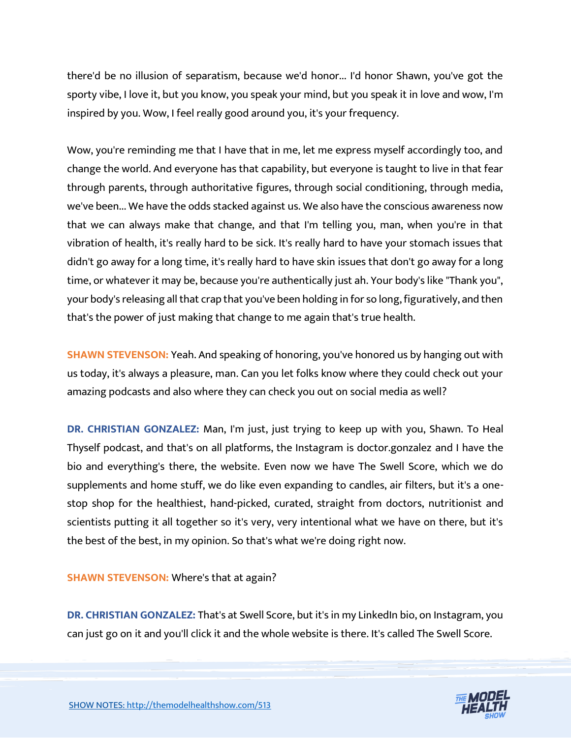there'd be no illusion of separatism, because we'd honor... I'd honor Shawn, you've got the sporty vibe, I love it, but you know, you speak your mind, but you speak it in love and wow, I'm inspired by you. Wow, I feel really good around you, it's your frequency.

Wow, you're reminding me that I have that in me, let me express myself accordingly too, and change the world. And everyone has that capability, but everyone is taught to live in that fear through parents, through authoritative figures, through social conditioning, through media, we've been... We have the odds stacked against us. We also have the conscious awareness now that we can always make that change, and that I'm telling you, man, when you're in that vibration of health, it's really hard to be sick. It's really hard to have your stomach issues that didn't go away for a long time, it's really hard to have skin issues that don't go away for a long time, or whatever it may be, because you're authentically just ah. Your body's like "Thank you", your body's releasing all that crap that you've been holding in for so long, figuratively, and then that's the power of just making that change to me again that's true health.

**SHAWN STEVENSON:** Yeah. And speaking of honoring, you've honored us by hanging out with us today, it's always a pleasure, man. Can you let folks know where they could check out your amazing podcasts and also where they can check you out on social media as well?

**DR. CHRISTIAN GONZALEZ:** Man, I'm just, just trying to keep up with you, Shawn. To Heal Thyself podcast, and that's on all platforms, the Instagram is doctor.gonzalez and I have the bio and everything's there, the website. Even now we have The Swell Score, which we do supplements and home stuff, we do like even expanding to candles, air filters, but it's a one-stop shop for the healthiest, hand-picked, curated, straight from doctors, nutritionist and scientists putting it all together so it's very, very intentional what we have on there, but it's the best of the best, in my opinion. So that's what we're doing right now.

**SHAWN STEVENSON:** Where's that at again?

**DR. CHRISTIAN GONZALEZ:** That's at Swell Score, but it's in my LinkedIn bio, on Instagram, you can just go on it and you'll click it and the whole website is there. It's called The Swell Score.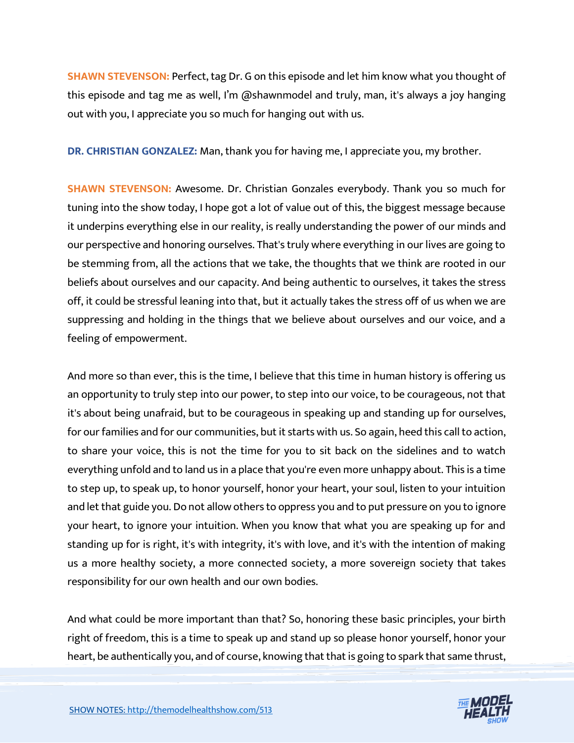**SHAWN STEVENSON:** Perfect, tag Dr. G on this episode and let him know what you thought of this episode and tag me as well, I'm @shawnmodel and truly, man, it's always a joy hanging out with you, I appreciate you so much for hanging out with us.

**DR. CHRISTIAN GONZALEZ:** Man, thank you for having me, I appreciate you, my brother.

**SHAWN STEVENSON:** Awesome. Dr. Christian Gonzales everybody. Thank you so much for tuning into the show today, I hope got a lot of value out of this, the biggest message because it underpins everything else in our reality, is really understanding the power of our minds and our perspective and honoring ourselves. That's truly where everything in our lives are going to be stemming from, all the actions that we take, the thoughts that we think are rooted in our beliefs about ourselves and our capacity. And being authentic to ourselves, it takes the stress off, it could be stressful leaning into that, but it actually takes the stress off of us when we are suppressing and holding in the things that we believe about ourselves and our voice, and a feeling of empowerment.

And more so than ever, this is the time, I believe that this time in human history is offering us an opportunity to truly step into our power, to step into our voice, to be courageous, not that it's about being unafraid, but to be courageous in speaking up and standing up for ourselves, for our families and for our communities, but it starts with us. So again, heed this call to action, to share your voice, this is not the time for you to sit back on the sidelines and to watch everything unfold and to land us in a place that you're even more unhappy about. This is a time to step up, to speak up, to honor yourself, honor your heart, your soul, listen to your intuition and let that guide you. Do not allow others to oppress you and to put pressure on you to ignore your heart, to ignore your intuition. When you know that what you are speaking up for and standing up for is right, it's with integrity, it's with love, and it's with the intention of making us a more healthy society, a more connected society, a more sovereign society that takes responsibility for our own health and our own bodies.

And what could be more important than that? So, honoring these basic principles, your birth right of freedom, this is a time to speak up and stand up so please honor yourself, honor your heart, be authentically you, and of course, knowing that that is going to spark that same thrust,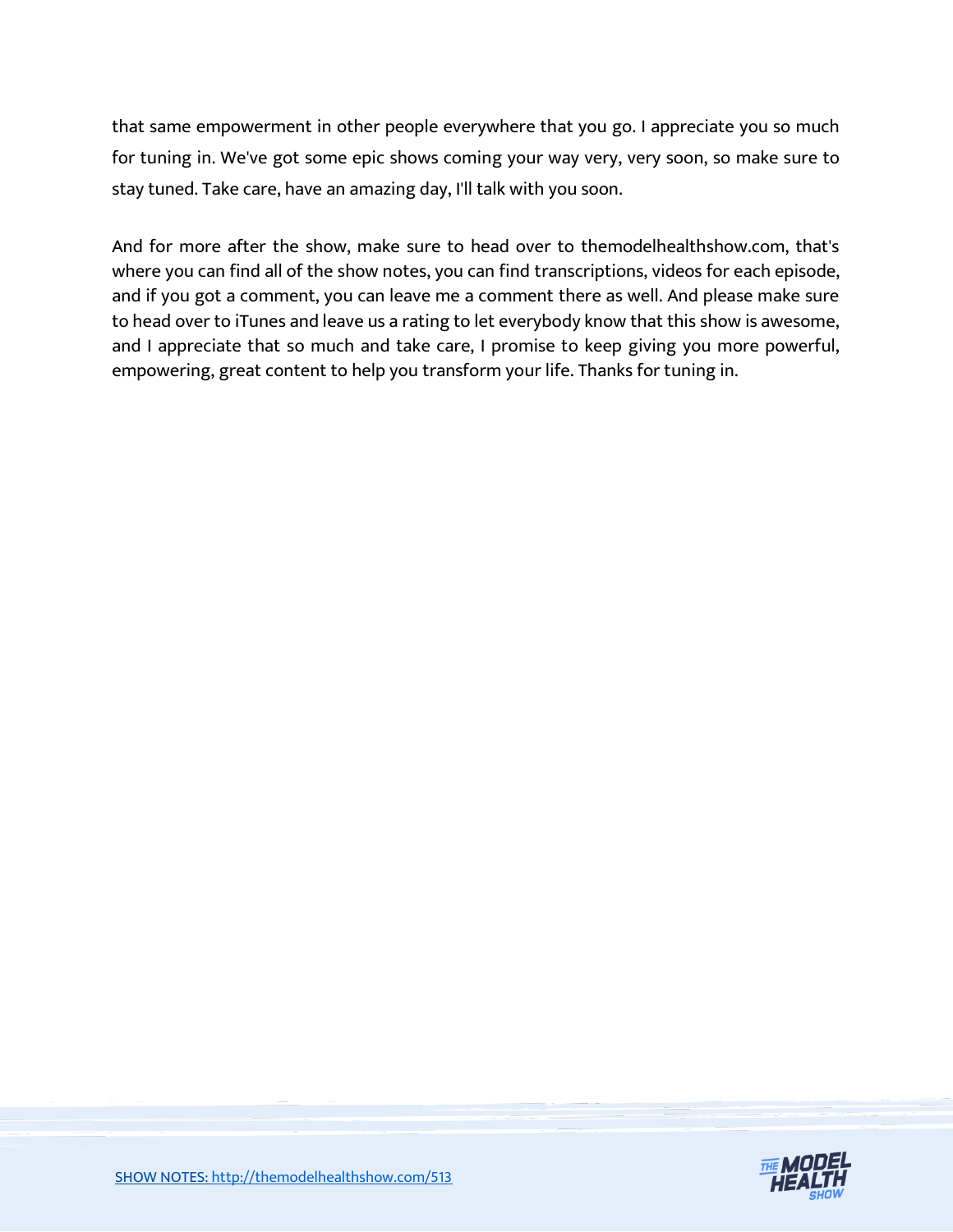that same empowerment in other people everywhere that you go. I appreciate you so much for tuning in. We've got some epic shows coming your way very, very soon, so make sure to stay tuned. Take care, have an amazing day, I'll talk with you soon.

And for more after the show, make sure to head over to themodelhealthshow.com, that's where you can find all of the show notes, you can find transcriptions, videos for each episode, and if you got a comment, you can leave me a comment there as well. And please make sure to head over to iTunes and leave us a rating to let everybody know that this show is awesome, and I appreciate that so much and take care, I promise to keep giving you more powerful, empowering, great content to help you transform your life. Thanks for tuning in.